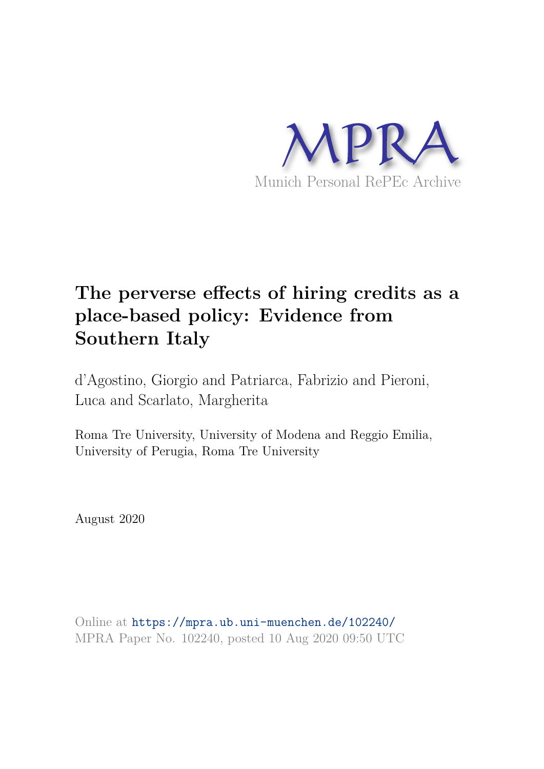MPRA

Munich Personal RePEc Archive

# The perverse effects of hiring credits as a place-based policy: Evidence from Southern Italy

d'Agostino, Giorgio and Patriarca, Fabrizio and Pieroni, Luca and Scarlato, Margherita

Roma Tre University, University of Modena and Reggio Emilia, University of Perugia, Roma Tre University

August 2020

Online at https://mpra.ub.uni-muenchen.de/102240/
MPRA Paper No. 102240, posted 10 Aug 2020 09:50 UTC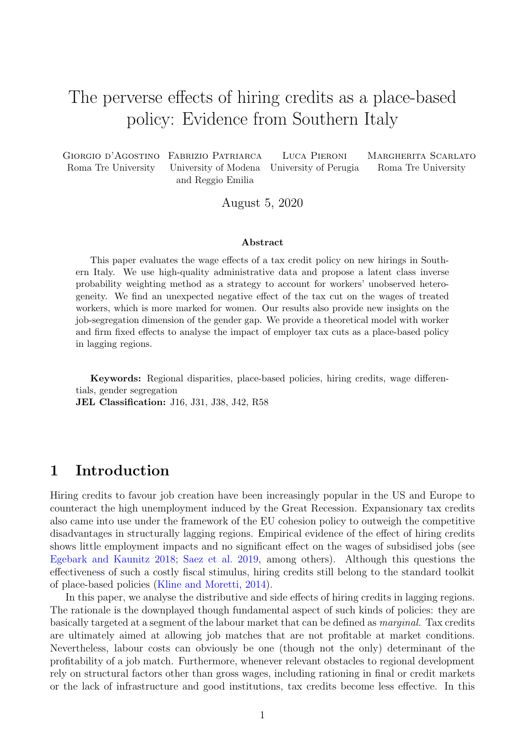# The perverse effects of hiring credits as a place-based policy: Evidence from Southern Italy

Giorgio d'Agostino — Roma Tre University
Fabrizio Patriarca — University of Modena and Reggio Emilia
Luca Pieroni — University of Perugia
Margherita Scarlato — Roma Tre University

August 5, 2020

### Abstract

This paper evaluates the wage effects of a tax credit policy on new hirings in Southern Italy. We use high-quality administrative data and propose a latent class inverse probability weighting method as a strategy to account for workers' unobserved heterogeneity. We find an unexpected negative effect of the tax cut on the wages of treated workers, which is more marked for women. Our results also provide new insights on the job-segregation dimension of the gender gap. We provide a theoretical model with worker and firm fixed effects to analyse the impact of employer tax cuts as a place-based policy in lagging regions.

**Keywords:** Regional disparities, place-based policies, hiring credits, wage differentials, gender segregation
**JEL Classification:** J16, J31, J38, J42, R58

## 1 Introduction

Hiring credits to favour job creation have been increasingly popular in the US and Europe to counteract the high unemployment induced by the Great Recession. Expansionary tax credits also came into use under the framework of the EU cohesion policy to outweigh the competitive disadvantages in structurally lagging regions. Empirical evidence of the effect of hiring credits shows little employment impacts and no significant effect on the wages of subsidised jobs (see Egebark and Kaunitz 2018; Saez et al. 2019, among others). Although this questions the effectiveness of such a costly fiscal stimulus, hiring credits still belong to the standard toolkit of place-based policies (Kline and Moretti, 2014).

In this paper, we analyse the distributive and side effects of hiring credits in lagging regions. The rationale is the downplayed though fundamental aspect of such kinds of policies: they are basically targeted at a segment of the labour market that can be defined as *marginal*. Tax credits are ultimately aimed at allowing job matches that are not profitable at market conditions. Nevertheless, labour costs can obviously be one (though not the only) determinant of the profitability of a job match. Furthermore, whenever relevant obstacles to regional development rely on structural factors other than gross wages, including rationing in final or credit markets or the lack of infrastructure and good institutions, tax credits become less effective. In this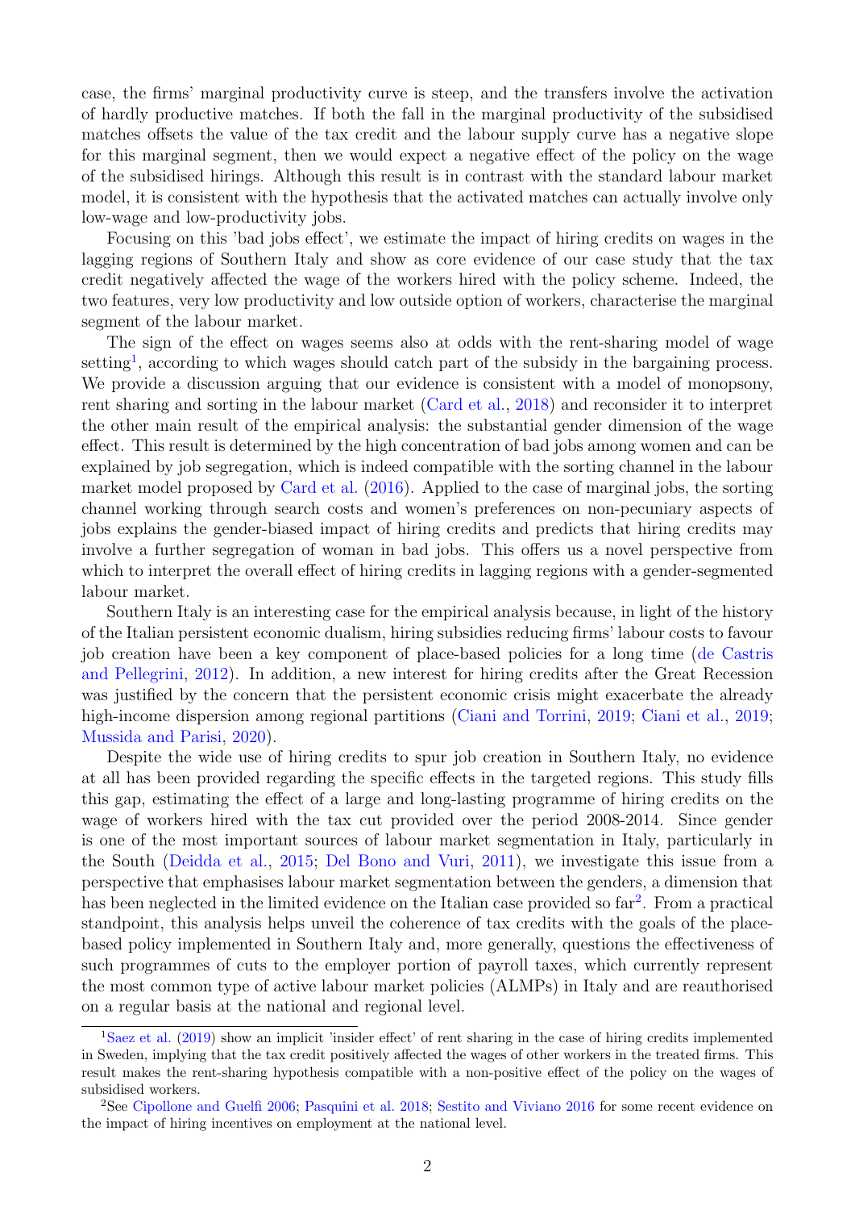case, the firms' marginal productivity curve is steep, and the transfers involve the activation of hardly productive matches. If both the fall in the marginal productivity of the subsidised matches offsets the value of the tax credit and the labour supply curve has a negative slope for this marginal segment, then we would expect a negative effect of the policy on the wage of the subsidised hirings. Although this result is in contrast with the standard labour market model, it is consistent with the hypothesis that the activated matches can actually involve only low-wage and low-productivity jobs.

Focusing on this 'bad jobs effect', we estimate the impact of hiring credits on wages in the lagging regions of Southern Italy and show as core evidence of our case study that the tax credit negatively affected the wage of the workers hired with the policy scheme. Indeed, the two features, very low productivity and low outside option of workers, characterise the marginal segment of the labour market.

The sign of the effect on wages seems also at odds with the rent-sharing model of wage setting[1], according to which wages should catch part of the subsidy in the bargaining process. We provide a discussion arguing that our evidence is consistent with a model of monopsony, rent sharing and sorting in the labour market (Card et al., 2018) and reconsider it to interpret the other main result of the empirical analysis: the substantial gender dimension of the wage effect. This result is determined by the high concentration of bad jobs among women and can be explained by job segregation, which is indeed compatible with the sorting channel in the labour market model proposed by Card et al. (2016). Applied to the case of marginal jobs, the sorting channel working through search costs and women's preferences on non-pecuniary aspects of jobs explains the gender-biased impact of hiring credits and predicts that hiring credits may involve a further segregation of woman in bad jobs. This offers us a novel perspective from which to interpret the overall effect of hiring credits in lagging regions with a gender-segmented labour market.

Southern Italy is an interesting case for the empirical analysis because, in light of the history of the Italian persistent economic dualism, hiring subsidies reducing firms' labour costs to favour job creation have been a key component of place-based policies for a long time (de Castris and Pellegrini, 2012). In addition, a new interest for hiring credits after the Great Recession was justified by the concern that the persistent economic crisis might exacerbate the already high-income dispersion among regional partitions (Ciani and Torrini, 2019; Ciani et al., 2019; Mussida and Parisi, 2020).

Despite the wide use of hiring credits to spur job creation in Southern Italy, no evidence at all has been provided regarding the specific effects in the targeted regions. This study fills this gap, estimating the effect of a large and long-lasting programme of hiring credits on the wage of workers hired with the tax cut provided over the period 2008-2014. Since gender is one of the most important sources of labour market segmentation in Italy, particularly in the South (Deidda et al., 2015; Del Bono and Vuri, 2011), we investigate this issue from a perspective that emphasises labour market segmentation between the genders, a dimension that has been neglected in the limited evidence on the Italian case provided so far[2]. From a practical standpoint, this analysis helps unveil the coherence of tax credits with the goals of the place-based policy implemented in Southern Italy and, more generally, questions the effectiveness of such programmes of cuts to the employer portion of payroll taxes, which currently represent the most common type of active labour market policies (ALMPs) in Italy and are reauthorised on a regular basis at the national and regional level.

[1] Saez et al. (2019) show an implicit 'insider effect' of rent sharing in the case of hiring credits implemented in Sweden, implying that the tax credit positively affected the wages of other workers in the treated firms. This result makes the rent-sharing hypothesis compatible with a non-positive effect of the policy on the wages of subsidised workers.

[2] See Cipollone and Guelfi 2006; Pasquini et al. 2018; Sestito and Viviano 2016 for some recent evidence on the impact of hiring incentives on employment at the national level.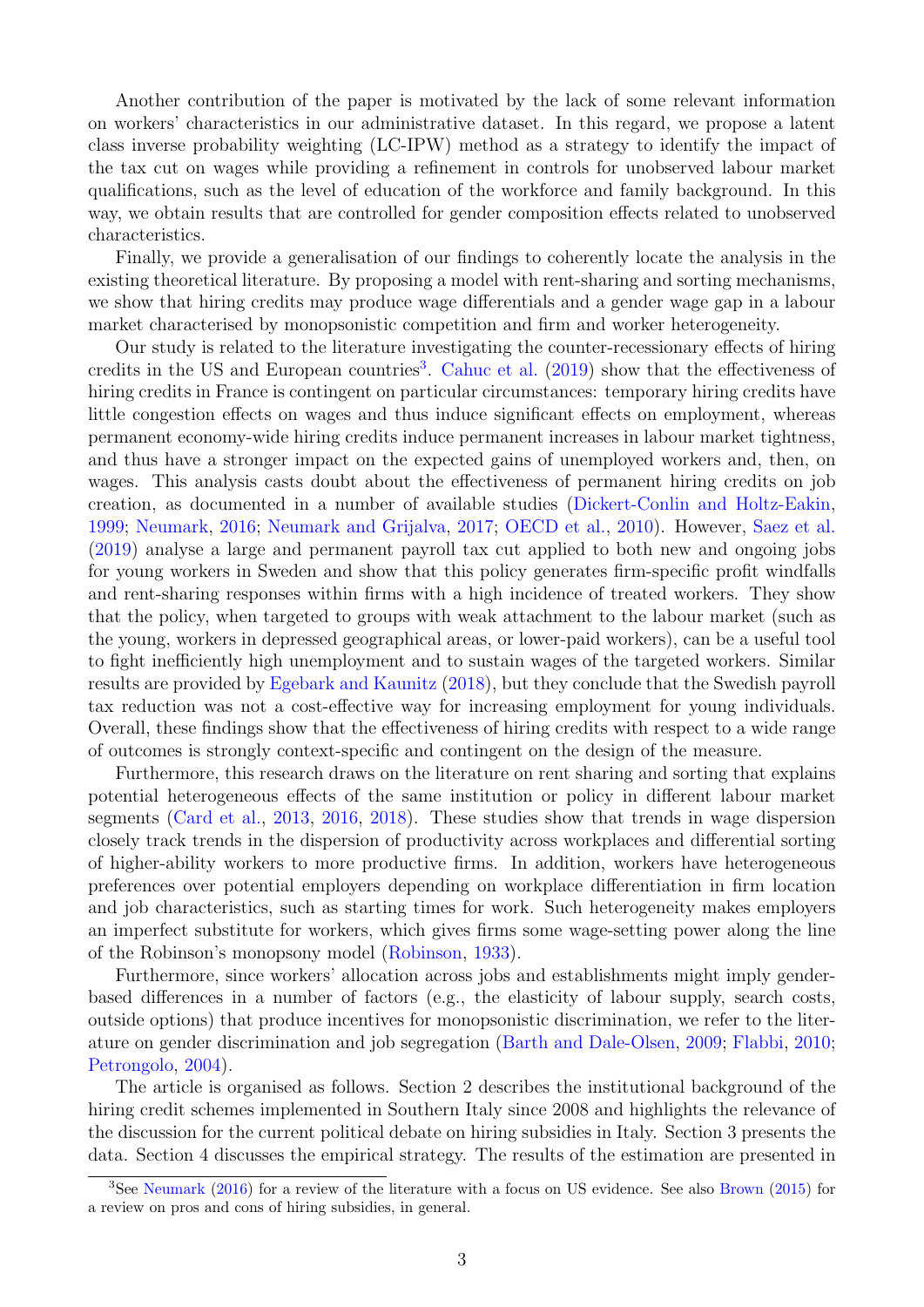Another contribution of the paper is motivated by the lack of some relevant information on workers' characteristics in our administrative dataset. In this regard, we propose a latent class inverse probability weighting (LC-IPW) method as a strategy to identify the impact of the tax cut on wages while providing a refinement in controls for unobserved labour market qualifications, such as the level of education of the workforce and family background. In this way, we obtain results that are controlled for gender composition effects related to unobserved characteristics.

Finally, we provide a generalisation of our findings to coherently locate the analysis in the existing theoretical literature. By proposing a model with rent-sharing and sorting mechanisms, we show that hiring credits may produce wage differentials and a gender wage gap in a labour market characterised by monopsonistic competition and firm and worker heterogeneity.

Our study is related to the literature investigating the counter-recessionary effects of hiring credits in the US and European countries[3]. Cahuc et al. (2019) show that the effectiveness of hiring credits in France is contingent on particular circumstances: temporary hiring credits have little congestion effects on wages and thus induce significant effects on employment, whereas permanent economy-wide hiring credits induce permanent increases in labour market tightness, and thus have a stronger impact on the expected gains of unemployed workers and, then, on wages. This analysis casts doubt about the effectiveness of permanent hiring credits on job creation, as documented in a number of available studies (Dickert-Conlin and Holtz-Eakin, 1999; Neumark, 2016; Neumark and Grijalva, 2017; OECD et al., 2010). However, Saez et al. (2019) analyse a large and permanent payroll tax cut applied to both new and ongoing jobs for young workers in Sweden and show that this policy generates firm-specific profit windfalls and rent-sharing responses within firms with a high incidence of treated workers. They show that the policy, when targeted to groups with weak attachment to the labour market (such as the young, workers in depressed geographical areas, or lower-paid workers), can be a useful tool to fight inefficiently high unemployment and to sustain wages of the targeted workers. Similar results are provided by Egebark and Kaunitz (2018), but they conclude that the Swedish payroll tax reduction was not a cost-effective way for increasing employment for young individuals. Overall, these findings show that the effectiveness of hiring credits with respect to a wide range of outcomes is strongly context-specific and contingent on the design of the measure.

Furthermore, this research draws on the literature on rent sharing and sorting that explains potential heterogeneous effects of the same institution or policy in different labour market segments (Card et al., 2013, 2016, 2018). These studies show that trends in wage dispersion closely track trends in the dispersion of productivity across workplaces and differential sorting of higher-ability workers to more productive firms. In addition, workers have heterogeneous preferences over potential employers depending on workplace differentiation in firm location and job characteristics, such as starting times for work. Such heterogeneity makes employers an imperfect substitute for workers, which gives firms some wage-setting power along the line of the Robinson's monopsony model (Robinson, 1933).

Furthermore, since workers' allocation across jobs and establishments might imply gender-based differences in a number of factors (e.g., the elasticity of labour supply, search costs, outside options) that produce incentives for monopsonistic discrimination, we refer to the literature on gender discrimination and job segregation (Barth and Dale-Olsen, 2009; Flabbi, 2010; Petrongolo, 2004).

The article is organised as follows. Section 2 describes the institutional background of the hiring credit schemes implemented in Southern Italy since 2008 and highlights the relevance of the discussion for the current political debate on hiring subsidies in Italy. Section 3 presents the data. Section 4 discusses the empirical strategy. The results of the estimation are presented in

[3] See Neumark (2016) for a review of the literature with a focus on US evidence. See also Brown (2015) for a review on pros and cons of hiring subsidies, in general.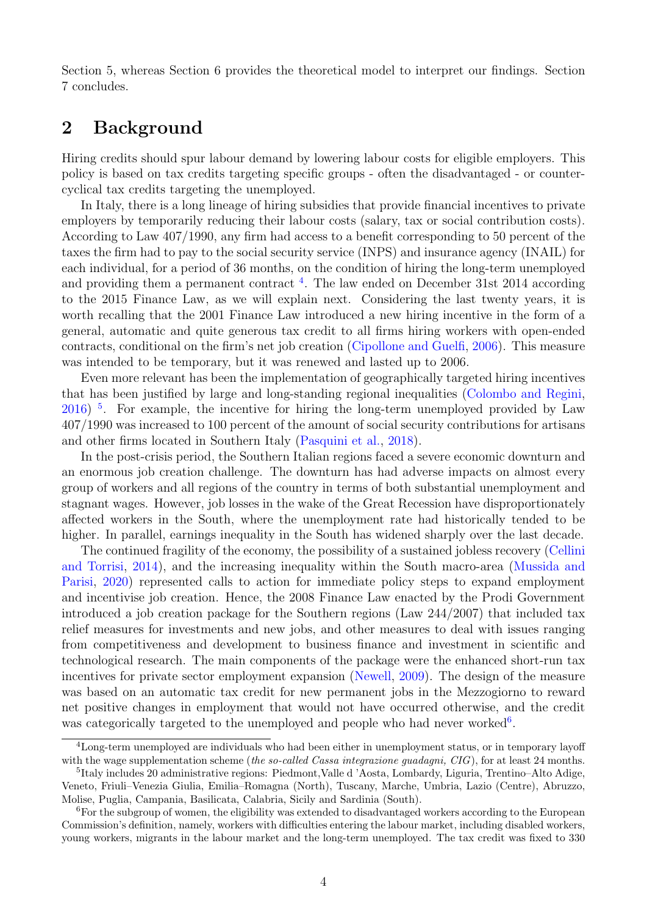Section 5, whereas Section 6 provides the theoretical model to interpret our findings. Section 7 concludes.

## 2 Background

Hiring credits should spur labour demand by lowering labour costs for eligible employers. This policy is based on tax credits targeting specific groups - often the disadvantaged - or counter-cyclical tax credits targeting the unemployed.

In Italy, there is a long lineage of hiring subsidies that provide financial incentives to private employers by temporarily reducing their labour costs (salary, tax or social contribution costs). According to Law 407/1990, any firm had access to a benefit corresponding to 50 percent of the taxes the firm had to pay to the social security service (INPS) and insurance agency (INAIL) for each individual, for a period of 36 months, on the condition of hiring the long-term unemployed and providing them a permanent contract [4]. The law ended on December 31st 2014 according to the 2015 Finance Law, as we will explain next. Considering the last twenty years, it is worth recalling that the 2001 Finance Law introduced a new hiring incentive in the form of a general, automatic and quite generous tax credit to all firms hiring workers with open-ended contracts, conditional on the firm's net job creation (Cipollone and Guelfi, 2006). This measure was intended to be temporary, but it was renewed and lasted up to 2006.

Even more relevant has been the implementation of geographically targeted hiring incentives that has been justified by large and long-standing regional inequalities (Colombo and Regini, 2016) [5]. For example, the incentive for hiring the long-term unemployed provided by Law 407/1990 was increased to 100 percent of the amount of social security contributions for artisans and other firms located in Southern Italy (Pasquini et al., 2018).

In the post-crisis period, the Southern Italian regions faced a severe economic downturn and an enormous job creation challenge. The downturn has had adverse impacts on almost every group of workers and all regions of the country in terms of both substantial unemployment and stagnant wages. However, job losses in the wake of the Great Recession have disproportionately affected workers in the South, where the unemployment rate had historically tended to be higher. In parallel, earnings inequality in the South has widened sharply over the last decade.

The continued fragility of the economy, the possibility of a sustained jobless recovery (Cellini and Torrisi, 2014), and the increasing inequality within the South macro-area (Mussida and Parisi, 2020) represented calls to action for immediate policy steps to expand employment and incentivise job creation. Hence, the 2008 Finance Law enacted by the Prodi Government introduced a job creation package for the Southern regions (Law 244/2007) that included tax relief measures for investments and new jobs, and other measures to deal with issues ranging from competitiveness and development to business finance and investment in scientific and technological research. The main components of the package were the enhanced short-run tax incentives for private sector employment expansion (Newell, 2009). The design of the measure was based on an automatic tax credit for new permanent jobs in the Mezzogiorno to reward net positive changes in employment that would not have occurred otherwise, and the credit was categorically targeted to the unemployed and people who had never worked[6].

---

[4] Long-term unemployed are individuals who had been either in unemployment status, or in temporary layoff with the wage supplementation scheme (*the so-called Cassa integrazione guadagni, CIG*), for at least 24 months.

[5] Italy includes 20 administrative regions: Piedmont,Valle d 'Aosta, Lombardy, Liguria, Trentino–Alto Adige, Veneto, Friuli–Venezia Giulia, Emilia–Romagna (North), Tuscany, Marche, Umbria, Lazio (Centre), Abruzzo, Molise, Puglia, Campania, Basilicata, Calabria, Sicily and Sardinia (South).

[6] For the subgroup of women, the eligibility was extended to disadvantaged workers according to the European Commission's definition, namely, workers with difficulties entering the labour market, including disabled workers, young workers, migrants in the labour market and the long-term unemployed. The tax credit was fixed to 330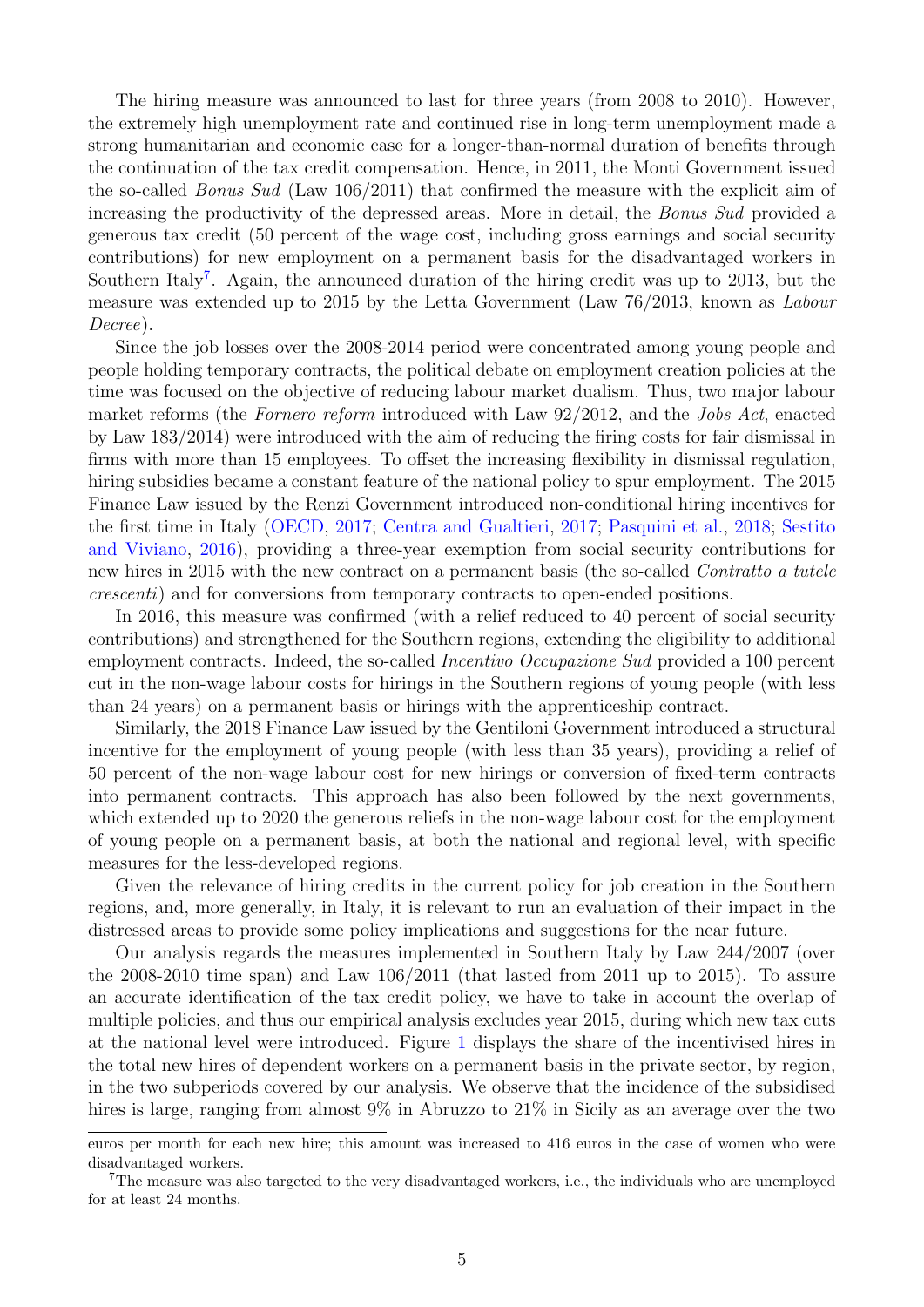The hiring measure was announced to last for three years (from 2008 to 2010). However, the extremely high unemployment rate and continued rise in long-term unemployment made a strong humanitarian and economic case for a longer-than-normal duration of benefits through the continuation of the tax credit compensation. Hence, in 2011, the Monti Government issued the so-called *Bonus Sud* (Law 106/2011) that confirmed the measure with the explicit aim of increasing the productivity of the depressed areas. More in detail, the *Bonus Sud* provided a generous tax credit (50 percent of the wage cost, including gross earnings and social security contributions) for new employment on a permanent basis for the disadvantaged workers in Southern Italy[7]. Again, the announced duration of the hiring credit was up to 2013, but the measure was extended up to 2015 by the Letta Government (Law 76/2013, known as *Labour Decree*).

Since the job losses over the 2008-2014 period were concentrated among young people and people holding temporary contracts, the political debate on employment creation policies at the time was focused on the objective of reducing labour market dualism. Thus, two major labour market reforms (the *Fornero reform* introduced with Law 92/2012, and the *Jobs Act*, enacted by Law 183/2014) were introduced with the aim of reducing the firing costs for fair dismissal in firms with more than 15 employees. To offset the increasing flexibility in dismissal regulation, hiring subsidies became a constant feature of the national policy to spur employment. The 2015 Finance Law issued by the Renzi Government introduced non-conditional hiring incentives for the first time in Italy (OECD, 2017; Centra and Gualtieri, 2017; Pasquini et al., 2018; Sestito and Viviano, 2016), providing a three-year exemption from social security contributions for new hires in 2015 with the new contract on a permanent basis (the so-called *Contratto a tutele crescenti*) and for conversions from temporary contracts to open-ended positions.

In 2016, this measure was confirmed (with a relief reduced to 40 percent of social security contributions) and strengthened for the Southern regions, extending the eligibility to additional employment contracts. Indeed, the so-called *Incentivo Occupazione Sud* provided a 100 percent cut in the non-wage labour costs for hirings in the Southern regions of young people (with less than 24 years) on a permanent basis or hirings with the apprenticeship contract.

Similarly, the 2018 Finance Law issued by the Gentiloni Government introduced a structural incentive for the employment of young people (with less than 35 years), providing a relief of 50 percent of the non-wage labour cost for new hirings or conversion of fixed-term contracts into permanent contracts. This approach has also been followed by the next governments, which extended up to 2020 the generous reliefs in the non-wage labour cost for the employment of young people on a permanent basis, at both the national and regional level, with specific measures for the less-developed regions.

Given the relevance of hiring credits in the current policy for job creation in the Southern regions, and, more generally, in Italy, it is relevant to run an evaluation of their impact in the distressed areas to provide some policy implications and suggestions for the near future.

Our analysis regards the measures implemented in Southern Italy by Law 244/2007 (over the 2008-2010 time span) and Law 106/2011 (that lasted from 2011 up to 2015). To assure an accurate identification of the tax credit policy, we have to take in account the overlap of multiple policies, and thus our empirical analysis excludes year 2015, during which new tax cuts at the national level were introduced. Figure 1 displays the share of the incentivised hires in the total new hires of dependent workers on a permanent basis in the private sector, by region, in the two subperiods covered by our analysis. We observe that the incidence of the subsidised hires is large, ranging from almost 9% in Abruzzo to 21% in Sicily as an average over the two

euros per month for each new hire; this amount was increased to 416 euros in the case of women who were disadvantaged workers.

[7] The measure was also targeted to the very disadvantaged workers, i.e., the individuals who are unemployed for at least 24 months.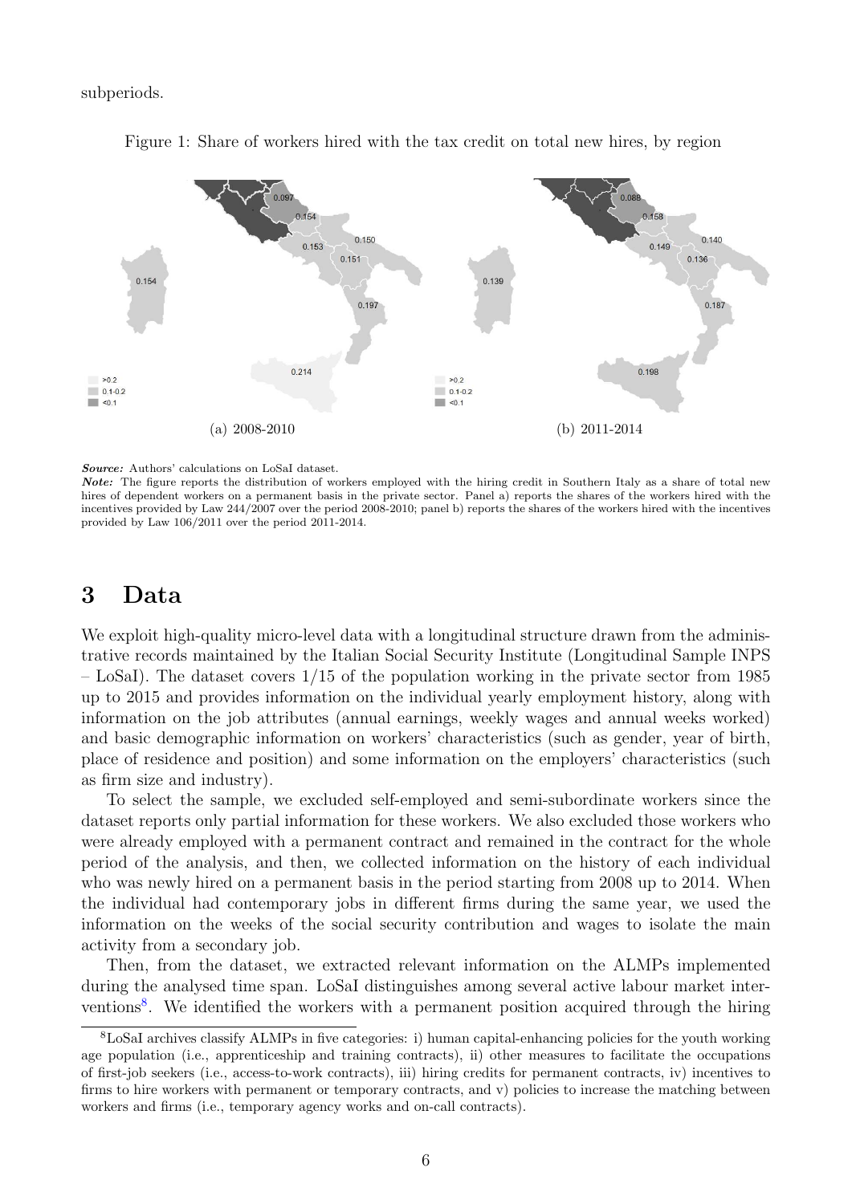subperiods.

Figure 1: Share of workers hired with the tax credit on total new hires, by region

(a) 2008-2010

(b) 2011-2014

***Source:*** Authors' calculations on LoSaI dataset.
***Note:*** The figure reports the distribution of workers employed with the hiring credit in Southern Italy as a share of total new hires of dependent workers on a permanent basis in the private sector. Panel a) reports the shares of the workers hired with the incentives provided by Law 244/2007 over the period 2008-2010; panel b) reports the shares of the workers hired with the incentives provided by Law 106/2011 over the period 2011-2014.

# 3 Data

We exploit high-quality micro-level data with a longitudinal structure drawn from the administrative records maintained by the Italian Social Security Institute (Longitudinal Sample INPS – LoSaI). The dataset covers 1/15 of the population working in the private sector from 1985 up to 2015 and provides information on the individual yearly employment history, along with information on the job attributes (annual earnings, weekly wages and annual weeks worked) and basic demographic information on workers' characteristics (such as gender, year of birth, place of residence and position) and some information on the employers' characteristics (such as firm size and industry).

To select the sample, we excluded self-employed and semi-subordinate workers since the dataset reports only partial information for these workers. We also excluded those workers who were already employed with a permanent contract and remained in the contract for the whole period of the analysis, and then, we collected information on the history of each individual who was newly hired on a permanent basis in the period starting from 2008 up to 2014. When the individual had contemporary jobs in different firms during the same year, we used the information on the weeks of the social security contribution and wages to isolate the main activity from a secondary job.

Then, from the dataset, we extracted relevant information on the ALMPs implemented during the analysed time span. LoSaI distinguishes among several active labour market interventions[8]. We identified the workers with a permanent position acquired through the hiring

[8]LoSaI archives classify ALMPs in five categories: i) human capital-enhancing policies for the youth working age population (i.e., apprenticeship and training contracts), ii) other measures to facilitate the occupations of first-job seekers (i.e., access-to-work contracts), iii) hiring credits for permanent contracts, iv) incentives to firms to hire workers with permanent or temporary contracts, and v) policies to increase the matching between workers and firms (i.e., temporary agency works and on-call contracts).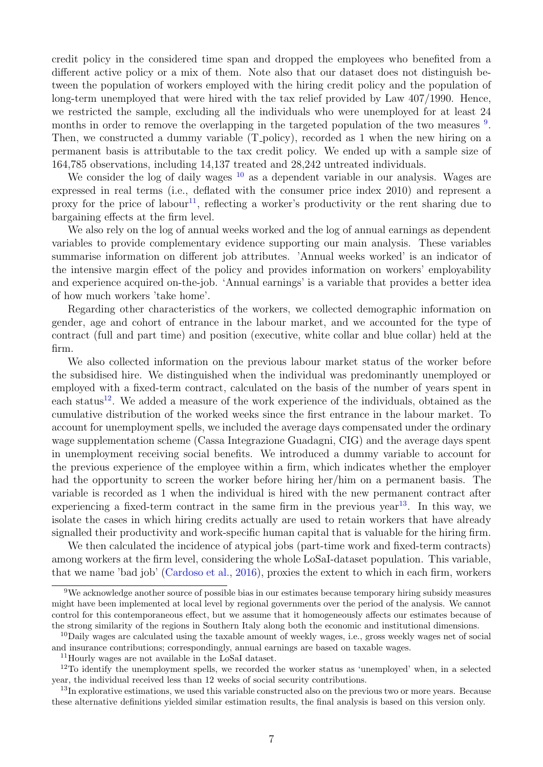credit policy in the considered time span and dropped the employees who benefited from a different active policy or a mix of them. Note also that our dataset does not distinguish between the population of workers employed with the hiring credit policy and the population of long-term unemployed that were hired with the tax relief provided by Law 407/1990. Hence, we restricted the sample, excluding all the individuals who were unemployed for at least 24 months in order to remove the overlapping in the targeted population of the two measures [9]. Then, we constructed a dummy variable (T_policy), recorded as 1 when the new hiring on a permanent basis is attributable to the tax credit policy. We ended up with a sample size of 164,785 observations, including 14,137 treated and 28,242 untreated individuals.

We consider the log of daily wages [10] as a dependent variable in our analysis. Wages are expressed in real terms (i.e., deflated with the consumer price index 2010) and represent a proxy for the price of labour[11], reflecting a worker's productivity or the rent sharing due to bargaining effects at the firm level.

We also rely on the log of annual weeks worked and the log of annual earnings as dependent variables to provide complementary evidence supporting our main analysis. These variables summarise information on different job attributes. 'Annual weeks worked' is an indicator of the intensive margin effect of the policy and provides information on workers' employability and experience acquired on-the-job. 'Annual earnings' is a variable that provides a better idea of how much workers 'take home'.

Regarding other characteristics of the workers, we collected demographic information on gender, age and cohort of entrance in the labour market, and we accounted for the type of contract (full and part time) and position (executive, white collar and blue collar) held at the firm.

We also collected information on the previous labour market status of the worker before the subsidised hire. We distinguished when the individual was predominantly unemployed or employed with a fixed-term contract, calculated on the basis of the number of years spent in each status[12]. We added a measure of the work experience of the individuals, obtained as the cumulative distribution of the worked weeks since the first entrance in the labour market. To account for unemployment spells, we included the average days compensated under the ordinary wage supplementation scheme (Cassa Integrazione Guadagni, CIG) and the average days spent in unemployment receiving social benefits. We introduced a dummy variable to account for the previous experience of the employee within a firm, which indicates whether the employer had the opportunity to screen the worker before hiring her/him on a permanent basis. The variable is recorded as 1 when the individual is hired with the new permanent contract after experiencing a fixed-term contract in the same firm in the previous year[13]. In this way, we isolate the cases in which hiring credits actually are used to retain workers that have already signalled their productivity and work-specific human capital that is valuable for the hiring firm.

We then calculated the incidence of atypical jobs (part-time work and fixed-term contracts) among workers at the firm level, considering the whole LoSaI-dataset population. This variable, that we name 'bad job' (Cardoso et al., 2016), proxies the extent to which in each firm, workers

---

[9] We acknowledge another source of possible bias in our estimates because temporary hiring subsidy measures might have been implemented at local level by regional governments over the period of the analysis. We cannot control for this contemporaneous effect, but we assume that it homogeneously affects our estimates because of the strong similarity of the regions in Southern Italy along both the economic and institutional dimensions.

[10] Daily wages are calculated using the taxable amount of weekly wages, i.e., gross weekly wages net of social and insurance contributions; correspondingly, annual earnings are based on taxable wages.

[11] Hourly wages are not available in the LoSaI dataset.

[12] To identify the unemployment spells, we recorded the worker status as 'unemployed' when, in a selected year, the individual received less than 12 weeks of social security contributions.

[13] In explorative estimations, we used this variable constructed also on the previous two or more years. Because these alternative definitions yielded similar estimation results, the final analysis is based on this version only.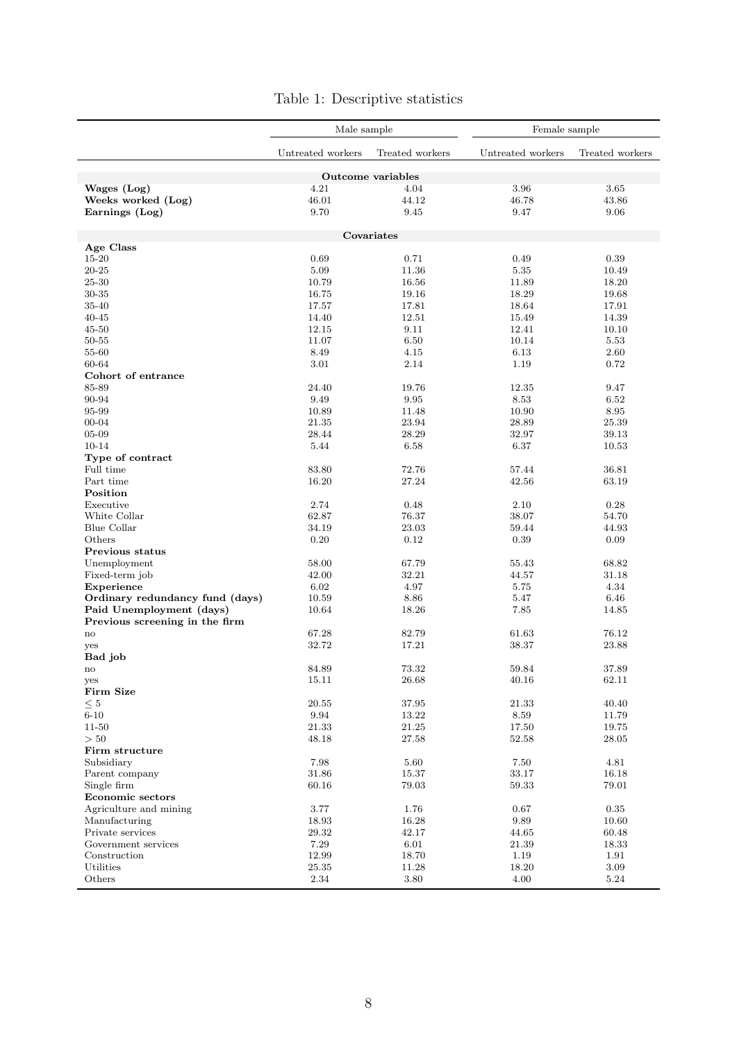Table 1: Descriptive statistics

| | Male sample | | Female sample | |
|---|---|---|---|---|
| | Untreated workers | Treated workers | Untreated workers | Treated workers |
| **Outcome variables** | | | | |
| **Wages (Log)** | 4.21 | 4.04 | 3.96 | 3.65 |
| **Weeks worked (Log)** | 46.01 | 44.12 | 46.78 | 43.86 |
| **Earnings (Log)** | 9.70 | 9.45 | 9.47 | 9.06 |
| **Covariates** | | | | |
| **Age Class** | | | | |
| 15-20 | 0.69 | 0.71 | 0.49 | 0.39 |
| 20-25 | 5.09 | 11.36 | 5.35 | 10.49 |
| 25-30 | 10.79 | 16.56 | 11.89 | 18.20 |
| 30-35 | 16.75 | 19.16 | 18.29 | 19.68 |
| 35-40 | 17.57 | 17.81 | 18.64 | 17.91 |
| 40-45 | 14.40 | 12.51 | 15.49 | 14.39 |
| 45-50 | 12.15 | 9.11 | 12.41 | 10.10 |
| 50-55 | 11.07 | 6.50 | 10.14 | 5.53 |
| 55-60 | 8.49 | 4.15 | 6.13 | 2.60 |
| 60-64 | 3.01 | 2.14 | 1.19 | 0.72 |
| **Cohort of entrance** | | | | |
| 85-89 | 24.40 | 19.76 | 12.35 | 9.47 |
| 90-94 | 9.49 | 9.95 | 8.53 | 6.52 |
| 95-99 | 10.89 | 11.48 | 10.90 | 8.95 |
| 00-04 | 21.35 | 23.94 | 28.89 | 25.39 |
| 05-09 | 28.44 | 28.29 | 32.97 | 39.13 |
| 10-14 | 5.44 | 6.58 | 6.37 | 10.53 |
| **Type of contract** | | | | |
| Full time | 83.80 | 72.76 | 57.44 | 36.81 |
| Part time | 16.20 | 27.24 | 42.56 | 63.19 |
| **Position** | | | | |
| Executive | 2.74 | 0.48 | 2.10 | 0.28 |
| White Collar | 62.87 | 76.37 | 38.07 | 54.70 |
| Blue Collar | 34.19 | 23.03 | 59.44 | 44.93 |
| Others | 0.20 | 0.12 | 0.39 | 0.09 |
| **Previous status** | | | | |
| Unemployment | 58.00 | 67.79 | 55.43 | 68.82 |
| Fixed-term job | 42.00 | 32.21 | 44.57 | 31.18 |
| **Experience** | 6.02 | 4.97 | 5.75 | 4.34 |
| **Ordinary redundancy fund (days)** | 10.59 | 8.86 | 5.47 | 6.46 |
| **Paid Unemployment (days)** | 10.64 | 18.26 | 7.85 | 14.85 |
| **Previous screening in the firm** | | | | |
| no | 67.28 | 82.79 | 61.63 | 76.12 |
| yes | 32.72 | 17.21 | 38.37 | 23.88 |
| **Bad job** | | | | |
| no | 84.89 | 73.32 | 59.84 | 37.89 |
| yes | 15.11 | 26.68 | 40.16 | 62.11 |
| **Firm Size** | | | | |
| $\leq 5$ | 20.55 | 37.95 | 21.33 | 40.40 |
| 6-10 | 9.94 | 13.22 | 8.59 | 11.79 |
| 11-50 | 21.33 | 21.25 | 17.50 | 19.75 |
| $> 50$ | 48.18 | 27.58 | 52.58 | 28.05 |
| **Firm structure** | | | | |
| Subsidiary | 7.98 | 5.60 | 7.50 | 4.81 |
| Parent company | 31.86 | 15.37 | 33.17 | 16.18 |
| Single firm | 60.16 | 79.03 | 59.33 | 79.01 |
| **Economic sectors** | | | | |
| Agriculture and mining | 3.77 | 1.76 | 0.67 | 0.35 |
| Manufacturing | 18.93 | 16.28 | 9.89 | 10.60 |
| Private services | 29.32 | 42.17 | 44.65 | 60.48 |
| Government services | 7.29 | 6.01 | 21.39 | 18.33 |
| Construction | 12.99 | 18.70 | 1.19 | 1.91 |
| Utilities | 25.35 | 11.28 | 18.20 | 3.09 |
| Others | 2.34 | 3.80 | 4.00 | 5.24 |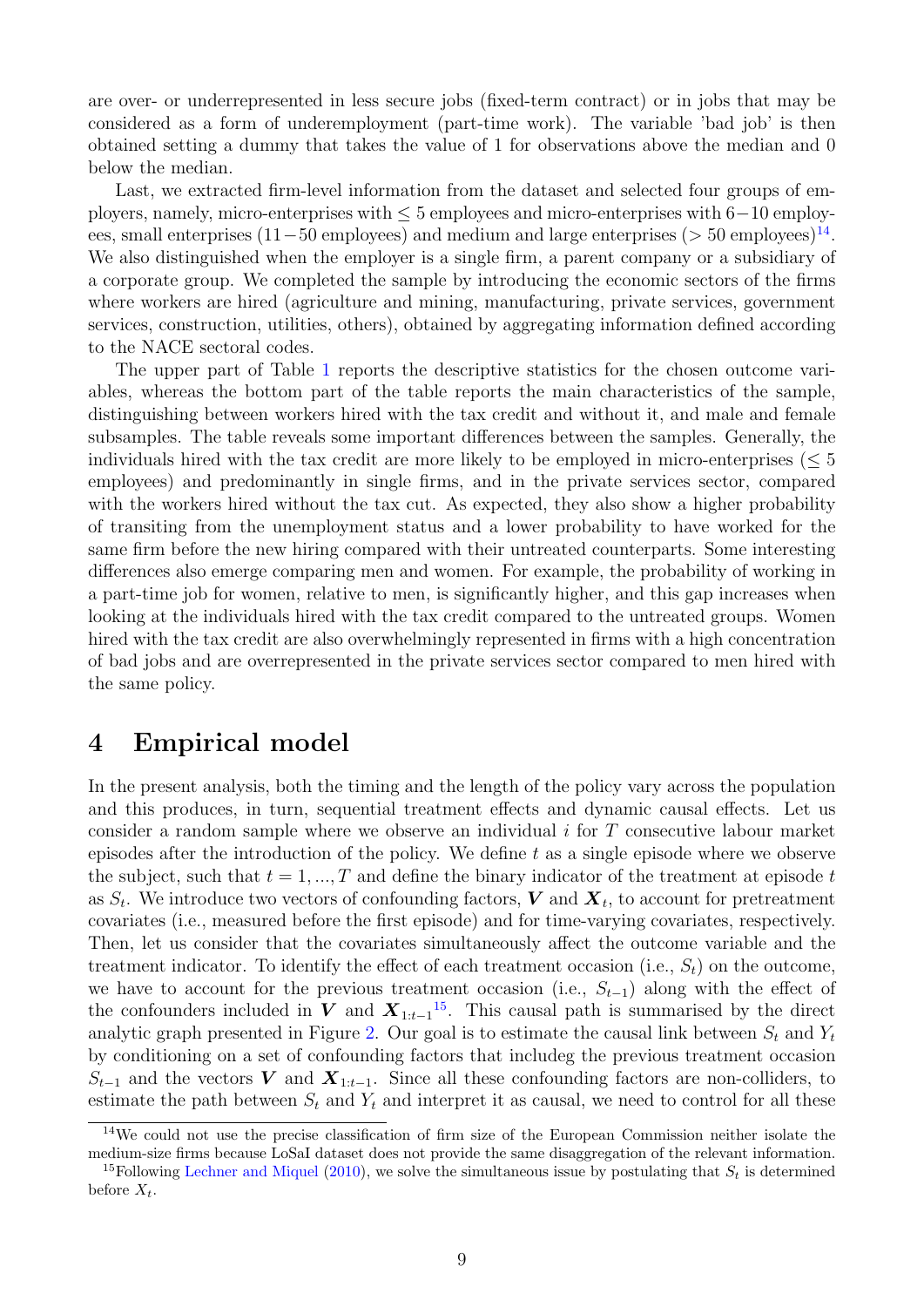are over- or underrepresented in less secure jobs (fixed-term contract) or in jobs that may be considered as a form of underemployment (part-time work). The variable 'bad job' is then obtained setting a dummy that takes the value of 1 for observations above the median and 0 below the median.

Last, we extracted firm-level information from the dataset and selected four groups of employers, namely, micro-enterprises with $\leq 5$ employees and micro-enterprises with $6-10$ employees, small enterprises ($11-50$ employees) and medium and large enterprises ($> 50$ employees)[14]. We also distinguished when the employer is a single firm, a parent company or a subsidiary of a corporate group. We completed the sample by introducing the economic sectors of the firms where workers are hired (agriculture and mining, manufacturing, private services, government services, construction, utilities, others), obtained by aggregating information defined according to the NACE sectoral codes.

The upper part of Table 1 reports the descriptive statistics for the chosen outcome variables, whereas the bottom part of the table reports the main characteristics of the sample, distinguishing between workers hired with the tax credit and without it, and male and female subsamples. The table reveals some important differences between the samples. Generally, the individuals hired with the tax credit are more likely to be employed in micro-enterprises ($\leq 5$ employees) and predominantly in single firms, and in the private services sector, compared with the workers hired without the tax cut. As expected, they also show a higher probability of transiting from the unemployment status and a lower probability to have worked for the same firm before the new hiring compared with their untreated counterparts. Some interesting differences also emerge comparing men and women. For example, the probability of working in a part-time job for women, relative to men, is significantly higher, and this gap increases when looking at the individuals hired with the tax credit compared to the untreated groups. Women hired with the tax credit are also overwhelmingly represented in firms with a high concentration of bad jobs and are overrepresented in the private services sector compared to men hired with the same policy.

# 4 Empirical model

In the present analysis, both the timing and the length of the policy vary across the population and this produces, in turn, sequential treatment effects and dynamic causal effects. Let us consider a random sample where we observe an individual $i$ for $T$ consecutive labour market episodes after the introduction of the policy. We define $t$ as a single episode where we observe the subject, such that $t = 1, ..., T$ and define the binary indicator of the treatment at episode $t$ as $S_t$. We introduce two vectors of confounding factors, $\boldsymbol{V}$ and $\boldsymbol{X}_t$, to account for pretreatment covariates (i.e., measured before the first episode) and for time-varying covariates, respectively. Then, let us consider that the covariates simultaneously affect the outcome variable and the treatment indicator. To identify the effect of each treatment occasion (i.e., $S_t$) on the outcome, we have to account for the previous treatment occasion (i.e., $S_{t-1}$) along with the effect of the confounders included in $\boldsymbol{V}$ and $\boldsymbol{X}_{1:t-1}$[15]. This causal path is summarised by the direct analytic graph presented in Figure 2. Our goal is to estimate the causal link between $S_t$ and $Y_t$ by conditioning on a set of confounding factors that includeg the previous treatment occasion $S_{t-1}$ and the vectors $\boldsymbol{V}$ and $\boldsymbol{X}_{1:t-1}$. Since all these confounding factors are non-colliders, to estimate the path between $S_t$ and $Y_t$ and interpret it as causal, we need to control for all these

[14] We could not use the precise classification of firm size of the European Commission neither isolate the medium-size firms because LoSaI dataset does not provide the same disaggregation of the relevant information.

[15] Following Lechner and Miquel (2010), we solve the simultaneous issue by postulating that $S_t$ is determined before $X_t$.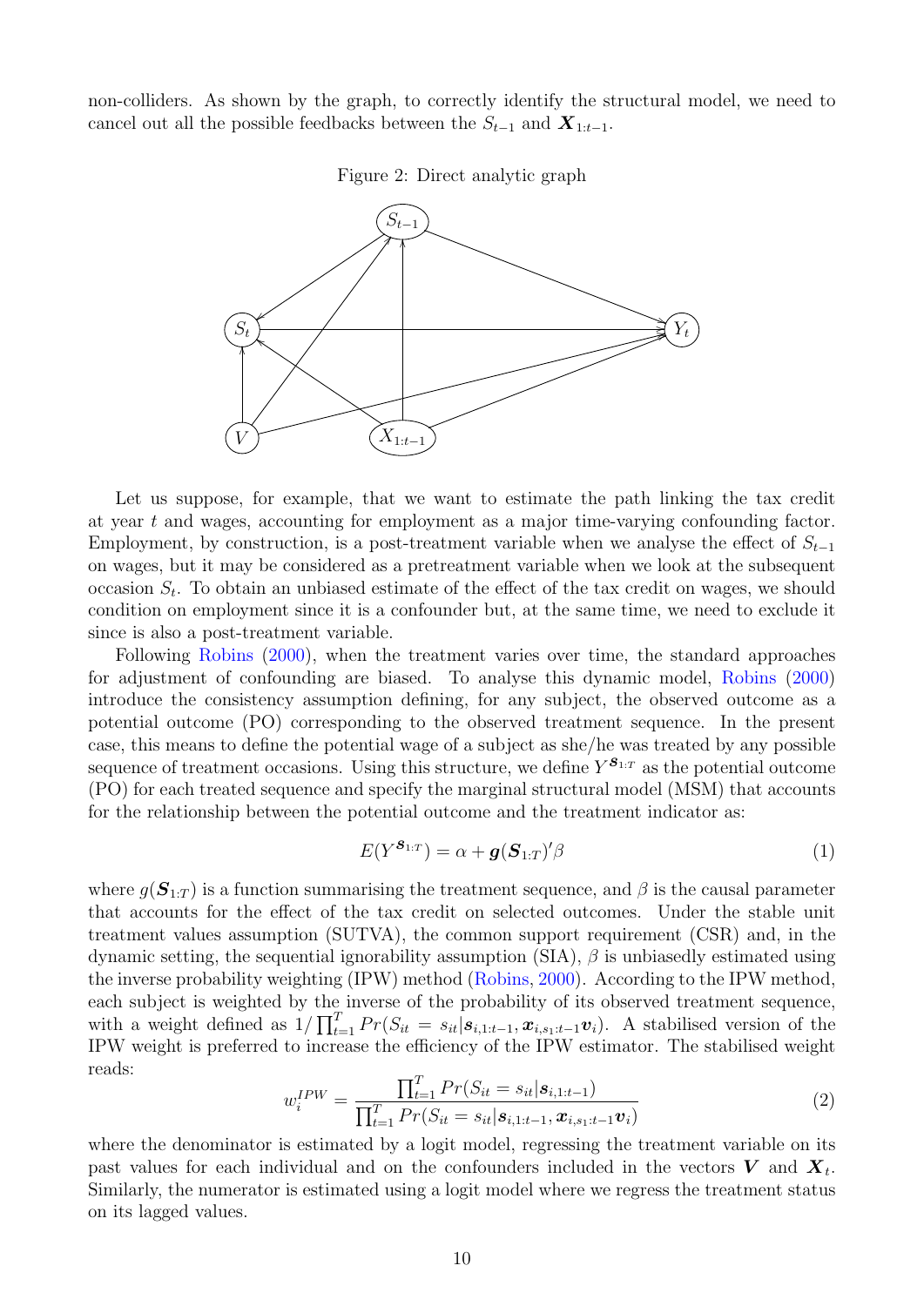non-colliders. As shown by the graph, to correctly identify the structural model, we need to cancel out all the possible feedbacks between the $S_{t-1}$ and $\boldsymbol{X}_{1:t-1}$.

Figure 2: Direct analytic graph

Let us suppose, for example, that we want to estimate the path linking the tax credit at year $t$ and wages, accounting for employment as a major time-varying confounding factor. Employment, by construction, is a post-treatment variable when we analyse the effect of $S_{t-1}$ on wages, but it may be considered as a pretreatment variable when we look at the subsequent occasion $S_t$. To obtain an unbiased estimate of the effect of the tax credit on wages, we should condition on employment since it is a confounder but, at the same time, we need to exclude it since is also a post-treatment variable.

Following Robins (2000), when the treatment varies over time, the standard approaches for adjustment of confounding are biased. To analyse this dynamic model, Robins (2000) introduce the consistency assumption defining, for any subject, the observed outcome as a potential outcome (PO) corresponding to the observed treatment sequence. In the present case, this means to define the potential wage of a subject as she/he was treated by any possible sequence of treatment occasions. Using this structure, we define $Y^{\boldsymbol{S}_{1:T}}$ as the potential outcome (PO) for each treated sequence and specify the marginal structural model (MSM) that accounts for the relationship between the potential outcome and the treatment indicator as:

$$E(Y^{\boldsymbol{S}_{1:T}}) = \alpha + \boldsymbol{g}(\boldsymbol{S}_{1:T})'\beta \tag{1}$$

where $g(\boldsymbol{S}_{1:T})$ is a function summarising the treatment sequence, and $\beta$ is the causal parameter that accounts for the effect of the tax credit on selected outcomes. Under the stable unit treatment values assumption (SUTVA), the common support requirement (CSR) and, in the dynamic setting, the sequential ignorability assumption (SIA), $\beta$ is unbiasedly estimated using the inverse probability weighting (IPW) method (Robins, 2000). According to the IPW method, each subject is weighted by the inverse of the probability of its observed treatment sequence, with a weight defined as $1/\prod_{t=1}^{T} Pr(S_{it} = s_{it}|\boldsymbol{s}_{i,1:t-1}, \boldsymbol{x}_{i,s_1:t-1}\boldsymbol{v}_i)$. A stabilised version of the IPW weight is preferred to increase the efficiency of the IPW estimator. The stabilised weight reads:

$$w_i^{IPW} = \frac{\prod_{t=1}^{T} Pr(S_{it} = s_{it}|\boldsymbol{s}_{i,1:t-1})}{\prod_{t=1}^{T} Pr(S_{it} = s_{it}|\boldsymbol{s}_{i,1:t-1}, \boldsymbol{x}_{i,s_1:t-1}\boldsymbol{v}_i)} \tag{2}$$

where the denominator is estimated by a logit model, regressing the treatment variable on its past values for each individual and on the confounders included in the vectors $\boldsymbol{V}$ and $\boldsymbol{X}_t$. Similarly, the numerator is estimated using a logit model where we regress the treatment status on its lagged values.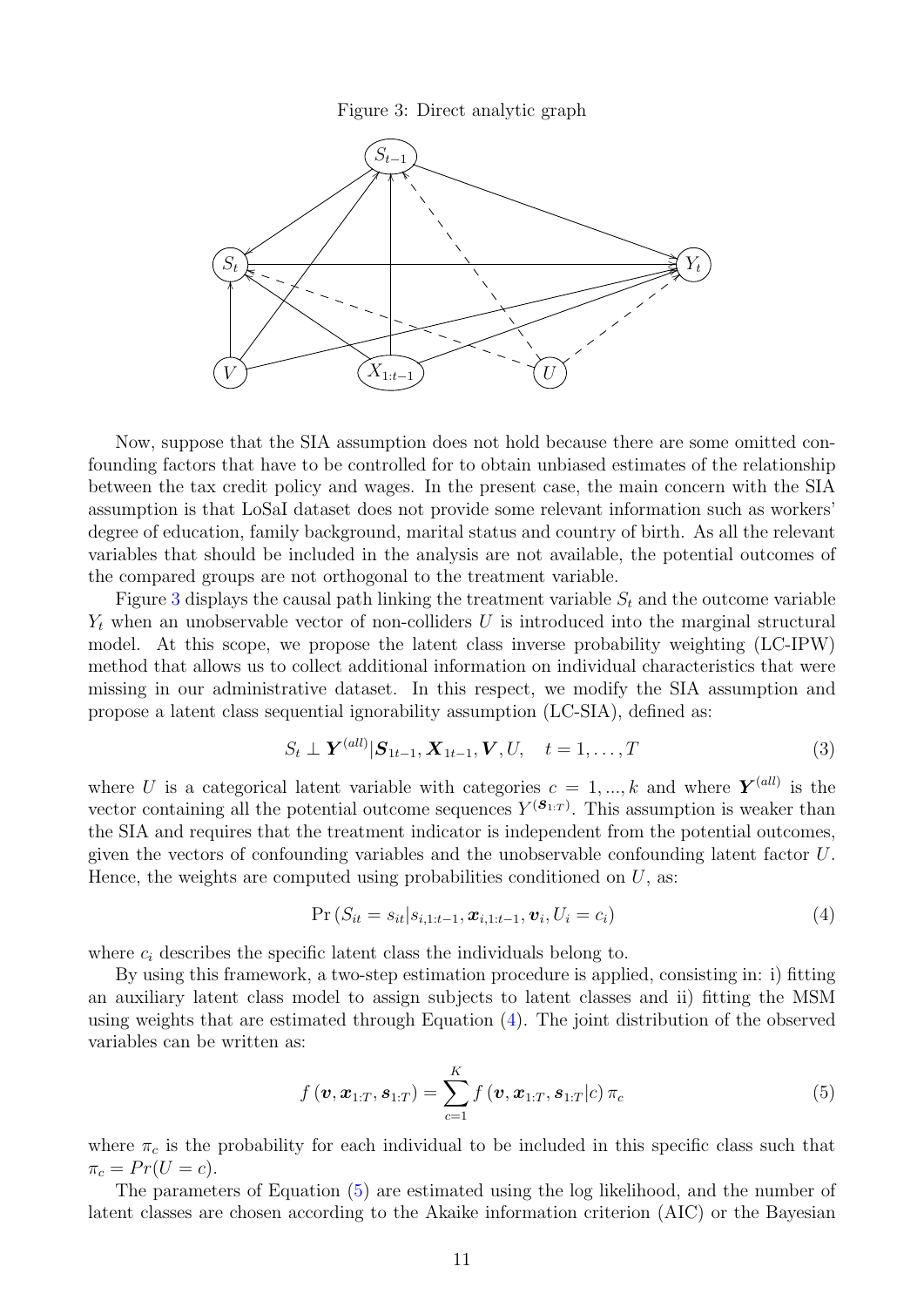Figure 3: Direct analytic graph

Now, suppose that the SIA assumption does not hold because there are some omitted confounding factors that have to be controlled for to obtain unbiased estimates of the relationship between the tax credit policy and wages. In the present case, the main concern with the SIA assumption is that LoSaI dataset does not provide some relevant information such as workers' degree of education, family background, marital status and country of birth. As all the relevant variables that should be included in the analysis are not available, the potential outcomes of the compared groups are not orthogonal to the treatment variable.

Figure 3 displays the causal path linking the treatment variable $S_t$ and the outcome variable $Y_t$ when an unobservable vector of non-colliders $U$ is introduced into the marginal structural model. At this scope, we propose the latent class inverse probability weighting (LC-IPW) method that allows us to collect additional information on individual characteristics that were missing in our administrative dataset. In this respect, we modify the SIA assumption and propose a latent class sequential ignorability assumption (LC-SIA), defined as:

$$S_t \perp \boldsymbol{Y}^{(all)} | \boldsymbol{S}_{1t-1}, \boldsymbol{X}_{1t-1}, \boldsymbol{V}, U, \quad t = 1, \ldots, T \tag{3}$$

where $U$ is a categorical latent variable with categories $c = 1, ..., k$ and where $\boldsymbol{Y}^{(all)}$ is the vector containing all the potential outcome sequences $Y^{(\boldsymbol{s}_{1:T})}$. This assumption is weaker than the SIA and requires that the treatment indicator is independent from the potential outcomes, given the vectors of confounding variables and the unobservable confounding latent factor $U$. Hence, the weights are computed using probabilities conditioned on $U$, as:

$$\Pr\left(S_{it} = s_{it} | s_{i,1:t-1}, \boldsymbol{x}_{i,1:t-1}, \boldsymbol{v}_i, U_i = c_i\right) \tag{4}$$

where $c_i$ describes the specific latent class the individuals belong to.

By using this framework, a two-step estimation procedure is applied, consisting in: i) fitting an auxiliary latent class model to assign subjects to latent classes and ii) fitting the MSM using weights that are estimated through Equation (4). The joint distribution of the observed variables can be written as:

$$f\left(\boldsymbol{v}, \boldsymbol{x}_{1:T}, \boldsymbol{s}_{1:T}\right) = \sum_{c=1}^{K} f\left(\boldsymbol{v}, \boldsymbol{x}_{1:T}, \boldsymbol{s}_{1:T} | c\right) \pi_c \tag{5}$$

where $\pi_c$ is the probability for each individual to be included in this specific class such that $\pi_c = Pr(U = c)$.

The parameters of Equation (5) are estimated using the log likelihood, and the number of latent classes are chosen according to the Akaike information criterion (AIC) or the Bayesian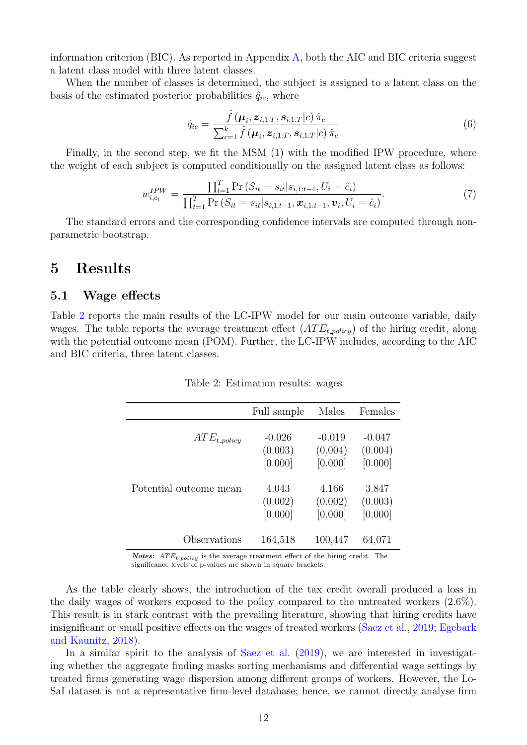information criterion (BIC). As reported in Appendix A, both the AIC and BIC criteria suggest a latent class model with three latent classes.

When the number of classes is determined, the subject is assigned to a latent class on the basis of the estimated posterior probabilities $\hat{q}_{ic}$, where

$$\hat{q}_{ic} = \frac{\hat{f}\left(\boldsymbol{\mu}_i, \boldsymbol{z}_{i,1:T}, \boldsymbol{s}_{i,1:T}|c\right)\hat{\pi}_c}{\sum_{c=1}^{k}\hat{f}\left(\boldsymbol{\mu}_i, \boldsymbol{z}_{i,1:T}, \boldsymbol{s}_{i,1:T}|c\right)\hat{\pi}_c} \tag{6}$$

Finally, in the second step, we fit the MSM (1) with the modified IPW procedure, where the weight of each subject is computed conditionally on the assigned latent class as follows:

$$w_{i,c_i}^{IPW} = \frac{\prod_{t=1}^{T}\Pr\left(S_{it} = s_{it}|s_{i,1:t-1}, U_i = \hat{c}_i\right)}{\prod_{t=1}^{T}\Pr\left(S_{it} = s_{it}|s_{i,1:t-1}, \boldsymbol{x}_{i,1:t-1}, \boldsymbol{v}_i, U_i = \hat{c}_i\right)}. \tag{7}$$

The standard errors and the corresponding confidence intervals are computed through non-parametric bootstrap.

# 5 Results

## 5.1 Wage effects

Table 2 reports the main results of the LC-IPW model for our main outcome variable, daily wages. The table reports the average treatment effect ($ATE_{t\_policy}$) of the hiring credit, along with the potential outcome mean (POM). Further, the LC-IPW includes, according to the AIC and BIC criteria, three latent classes.

Table 2: Estimation results: wages

| | Full sample | Males | Females |
|---|---|---|---|
| $ATE_{t\_policy}$ | -0.026 | -0.019 | -0.047 |
| | (0.003) | (0.004) | (0.004) |
| | [0.000] | [0.000] | [0.000] |
| Potential outcome mean | 4.043 | 4.166 | 3.847 |
| | (0.002) | (0.002) | (0.003) |
| | [0.000] | [0.000] | [0.000] |
| Observations | 164,518 | 100,447 | 64,071 |

***Notes:*** $ATE_{t\_policy}$ is the average treatment effect of the hiring credit. The significance levels of p-values are shown in square brackets.

As the table clearly shows, the introduction of the tax credit overall produced a loss in the daily wages of workers exposed to the policy compared to the untreated workers (2.6%). This result is in stark contrast with the prevailing literature, showing that hiring credits have insignificant or small positive effects on the wages of treated workers (Saez et al., 2019; Egebark and Kaunitz, 2018).

In a similar spirit to the analysis of Saez et al. (2019), we are interested in investigating whether the aggregate finding masks sorting mechanisms and differential wage settings by treated firms generating wage dispersion among different groups of workers. However, the LoSaI dataset is not a representative firm-level database; hence, we cannot directly analyse firm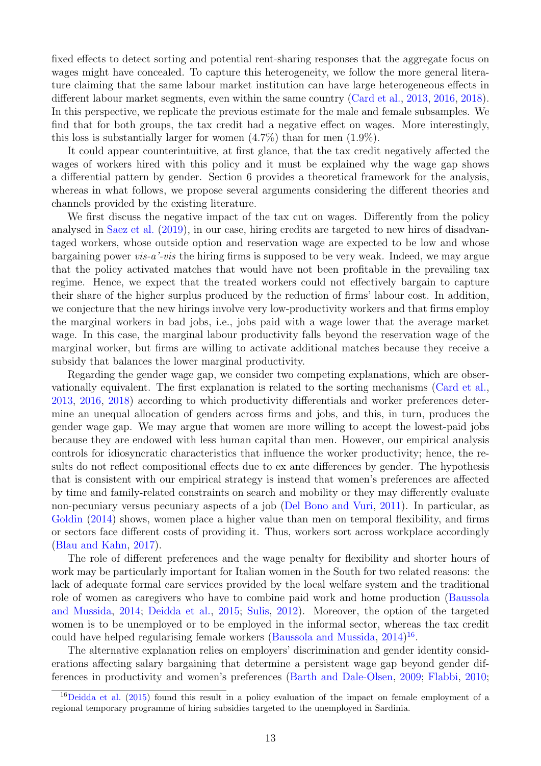fixed effects to detect sorting and potential rent-sharing responses that the aggregate focus on wages might have concealed. To capture this heterogeneity, we follow the more general literature claiming that the same labour market institution can have large heterogeneous effects in different labour market segments, even within the same country (Card et al., 2013, 2016, 2018). In this perspective, we replicate the previous estimate for the male and female subsamples. We find that for both groups, the tax credit had a negative effect on wages. More interestingly, this loss is substantially larger for women (4.7%) than for men (1.9%).

It could appear counterintuitive, at first glance, that the tax credit negatively affected the wages of workers hired with this policy and it must be explained why the wage gap shows a differential pattern by gender. Section 6 provides a theoretical framework for the analysis, whereas in what follows, we propose several arguments considering the different theories and channels provided by the existing literature.

We first discuss the negative impact of the tax cut on wages. Differently from the policy analysed in Saez et al. (2019), in our case, hiring credits are targeted to new hires of disadvantaged workers, whose outside option and reservation wage are expected to be low and whose bargaining power *vis-a'-vis* the hiring firms is supposed to be very weak. Indeed, we may argue that the policy activated matches that would have not been profitable in the prevailing tax regime. Hence, we expect that the treated workers could not effectively bargain to capture their share of the higher surplus produced by the reduction of firms' labour cost. In addition, we conjecture that the new hirings involve very low-productivity workers and that firms employ the marginal workers in bad jobs, i.e., jobs paid with a wage lower that the average market wage. In this case, the marginal labour productivity falls beyond the reservation wage of the marginal worker, but firms are willing to activate additional matches because they receive a subsidy that balances the lower marginal productivity.

Regarding the gender wage gap, we consider two competing explanations, which are observationally equivalent. The first explanation is related to the sorting mechanisms (Card et al., 2013, 2016, 2018) according to which productivity differentials and worker preferences determine an unequal allocation of genders across firms and jobs, and this, in turn, produces the gender wage gap. We may argue that women are more willing to accept the lowest-paid jobs because they are endowed with less human capital than men. However, our empirical analysis controls for idiosyncratic characteristics that influence the worker productivity; hence, the results do not reflect compositional effects due to ex ante differences by gender. The hypothesis that is consistent with our empirical strategy is instead that women's preferences are affected by time and family-related constraints on search and mobility or they may differently evaluate non-pecuniary versus pecuniary aspects of a job (Del Bono and Vuri, 2011). In particular, as Goldin (2014) shows, women place a higher value than men on temporal flexibility, and firms or sectors face different costs of providing it. Thus, workers sort across workplace accordingly (Blau and Kahn, 2017).

The role of different preferences and the wage penalty for flexibility and shorter hours of work may be particularly important for Italian women in the South for two related reasons: the lack of adequate formal care services provided by the local welfare system and the traditional role of women as caregivers who have to combine paid work and home production (Baussola and Mussida, 2014; Deidda et al., 2015; Sulis, 2012). Moreover, the option of the targeted women is to be unemployed or to be employed in the informal sector, whereas the tax credit could have helped regularising female workers (Baussola and Mussida, 2014)[16].

The alternative explanation relies on employers' discrimination and gender identity considerations affecting salary bargaining that determine a persistent wage gap beyond gender differences in productivity and women's preferences (Barth and Dale-Olsen, 2009; Flabbi, 2010;

[16] Deidda et al. (2015) found this result in a policy evaluation of the impact on female employment of a regional temporary programme of hiring subsidies targeted to the unemployed in Sardinia.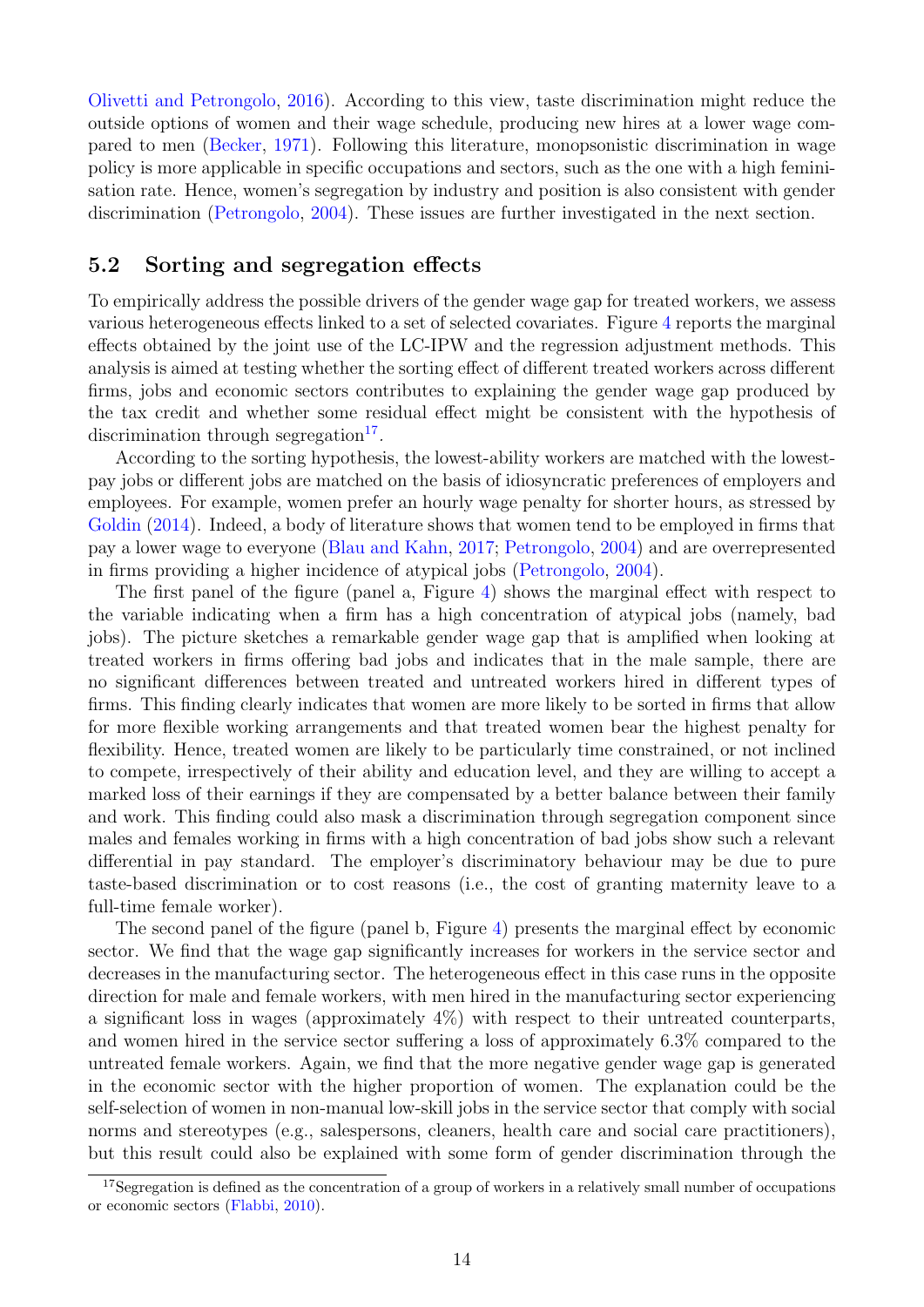Olivetti and Petrongolo, 2016). According to this view, taste discrimination might reduce the outside options of women and their wage schedule, producing new hires at a lower wage compared to men (Becker, 1971). Following this literature, monopsonistic discrimination in wage policy is more applicable in specific occupations and sectors, such as the one with a high feminisation rate. Hence, women's segregation by industry and position is also consistent with gender discrimination (Petrongolo, 2004). These issues are further investigated in the next section.

## 5.2 Sorting and segregation effects

To empirically address the possible drivers of the gender wage gap for treated workers, we assess various heterogeneous effects linked to a set of selected covariates. Figure 4 reports the marginal effects obtained by the joint use of the LC-IPW and the regression adjustment methods. This analysis is aimed at testing whether the sorting effect of different treated workers across different firms, jobs and economic sectors contributes to explaining the gender wage gap produced by the tax credit and whether some residual effect might be consistent with the hypothesis of discrimination through segregation[17].

According to the sorting hypothesis, the lowest-ability workers are matched with the lowest-pay jobs or different jobs are matched on the basis of idiosyncratic preferences of employers and employees. For example, women prefer an hourly wage penalty for shorter hours, as stressed by Goldin (2014). Indeed, a body of literature shows that women tend to be employed in firms that pay a lower wage to everyone (Blau and Kahn, 2017; Petrongolo, 2004) and are overrepresented in firms providing a higher incidence of atypical jobs (Petrongolo, 2004).

The first panel of the figure (panel a, Figure 4) shows the marginal effect with respect to the variable indicating when a firm has a high concentration of atypical jobs (namely, bad jobs). The picture sketches a remarkable gender wage gap that is amplified when looking at treated workers in firms offering bad jobs and indicates that in the male sample, there are no significant differences between treated and untreated workers hired in different types of firms. This finding clearly indicates that women are more likely to be sorted in firms that allow for more flexible working arrangements and that treated women bear the highest penalty for flexibility. Hence, treated women are likely to be particularly time constrained, or not inclined to compete, irrespectively of their ability and education level, and they are willing to accept a marked loss of their earnings if they are compensated by a better balance between their family and work. This finding could also mask a discrimination through segregation component since males and females working in firms with a high concentration of bad jobs show such a relevant differential in pay standard. The employer's discriminatory behaviour may be due to pure taste-based discrimination or to cost reasons (i.e., the cost of granting maternity leave to a full-time female worker).

The second panel of the figure (panel b, Figure 4) presents the marginal effect by economic sector. We find that the wage gap significantly increases for workers in the service sector and decreases in the manufacturing sector. The heterogeneous effect in this case runs in the opposite direction for male and female workers, with men hired in the manufacturing sector experiencing a significant loss in wages (approximately 4%) with respect to their untreated counterparts, and women hired in the service sector suffering a loss of approximately 6.3% compared to the untreated female workers. Again, we find that the more negative gender wage gap is generated in the economic sector with the higher proportion of women. The explanation could be the self-selection of women in non-manual low-skill jobs in the service sector that comply with social norms and stereotypes (e.g., salespersons, cleaners, health care and social care practitioners), but this result could also be explained with some form of gender discrimination through the

[17] Segregation is defined as the concentration of a group of workers in a relatively small number of occupations or economic sectors (Flabbi, 2010).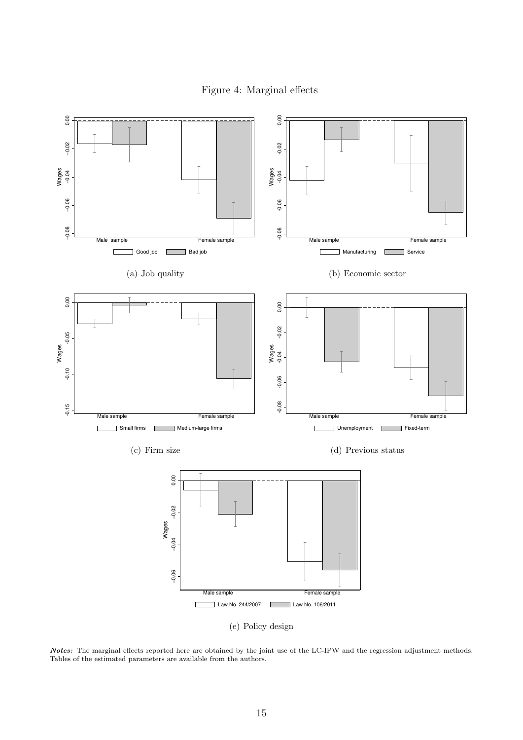Figure 4: Marginal effects

(a) Job quality

(b) Economic sector

(c) Firm size

(d) Previous status

(e) Policy design

***Notes:*** The marginal effects reported here are obtained by the joint use of the LC-IPW and the regression adjustment methods. Tables of the estimated parameters are available from the authors.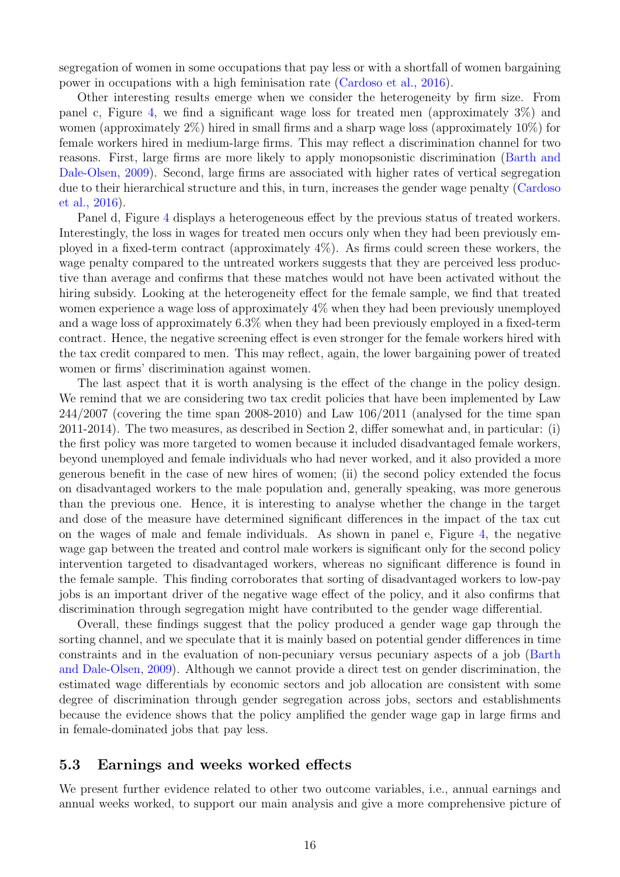segregation of women in some occupations that pay less or with a shortfall of women bargaining power in occupations with a high feminisation rate (Cardoso et al., 2016).

Other interesting results emerge when we consider the heterogeneity by firm size. From panel c, Figure 4, we find a significant wage loss for treated men (approximately 3%) and women (approximately 2%) hired in small firms and a sharp wage loss (approximately 10%) for female workers hired in medium-large firms. This may reflect a discrimination channel for two reasons. First, large firms are more likely to apply monopsonistic discrimination (Barth and Dale-Olsen, 2009). Second, large firms are associated with higher rates of vertical segregation due to their hierarchical structure and this, in turn, increases the gender wage penalty (Cardoso et al., 2016).

Panel d, Figure 4 displays a heterogeneous effect by the previous status of treated workers. Interestingly, the loss in wages for treated men occurs only when they had been previously employed in a fixed-term contract (approximately 4%). As firms could screen these workers, the wage penalty compared to the untreated workers suggests that they are perceived less productive than average and confirms that these matches would not have been activated without the hiring subsidy. Looking at the heterogeneity effect for the female sample, we find that treated women experience a wage loss of approximately 4% when they had been previously unemployed and a wage loss of approximately 6.3% when they had been previously employed in a fixed-term contract. Hence, the negative screening effect is even stronger for the female workers hired with the tax credit compared to men. This may reflect, again, the lower bargaining power of treated women or firms' discrimination against women.

The last aspect that it is worth analysing is the effect of the change in the policy design. We remind that we are considering two tax credit policies that have been implemented by Law 244/2007 (covering the time span 2008-2010) and Law 106/2011 (analysed for the time span 2011-2014). The two measures, as described in Section 2, differ somewhat and, in particular: (i) the first policy was more targeted to women because it included disadvantaged female workers, beyond unemployed and female individuals who had never worked, and it also provided a more generous benefit in the case of new hires of women; (ii) the second policy extended the focus on disadvantaged workers to the male population and, generally speaking, was more generous than the previous one. Hence, it is interesting to analyse whether the change in the target and dose of the measure have determined significant differences in the impact of the tax cut on the wages of male and female individuals. As shown in panel e, Figure 4, the negative wage gap between the treated and control male workers is significant only for the second policy intervention targeted to disadvantaged workers, whereas no significant difference is found in the female sample. This finding corroborates that sorting of disadvantaged workers to low-pay jobs is an important driver of the negative wage effect of the policy, and it also confirms that discrimination through segregation might have contributed to the gender wage differential.

Overall, these findings suggest that the policy produced a gender wage gap through the sorting channel, and we speculate that it is mainly based on potential gender differences in time constraints and in the evaluation of non-pecuniary versus pecuniary aspects of a job (Barth and Dale-Olsen, 2009). Although we cannot provide a direct test on gender discrimination, the estimated wage differentials by economic sectors and job allocation are consistent with some degree of discrimination through gender segregation across jobs, sectors and establishments because the evidence shows that the policy amplified the gender wage gap in large firms and in female-dominated jobs that pay less.

## 5.3 Earnings and weeks worked effects

We present further evidence related to other two outcome variables, i.e., annual earnings and annual weeks worked, to support our main analysis and give a more comprehensive picture of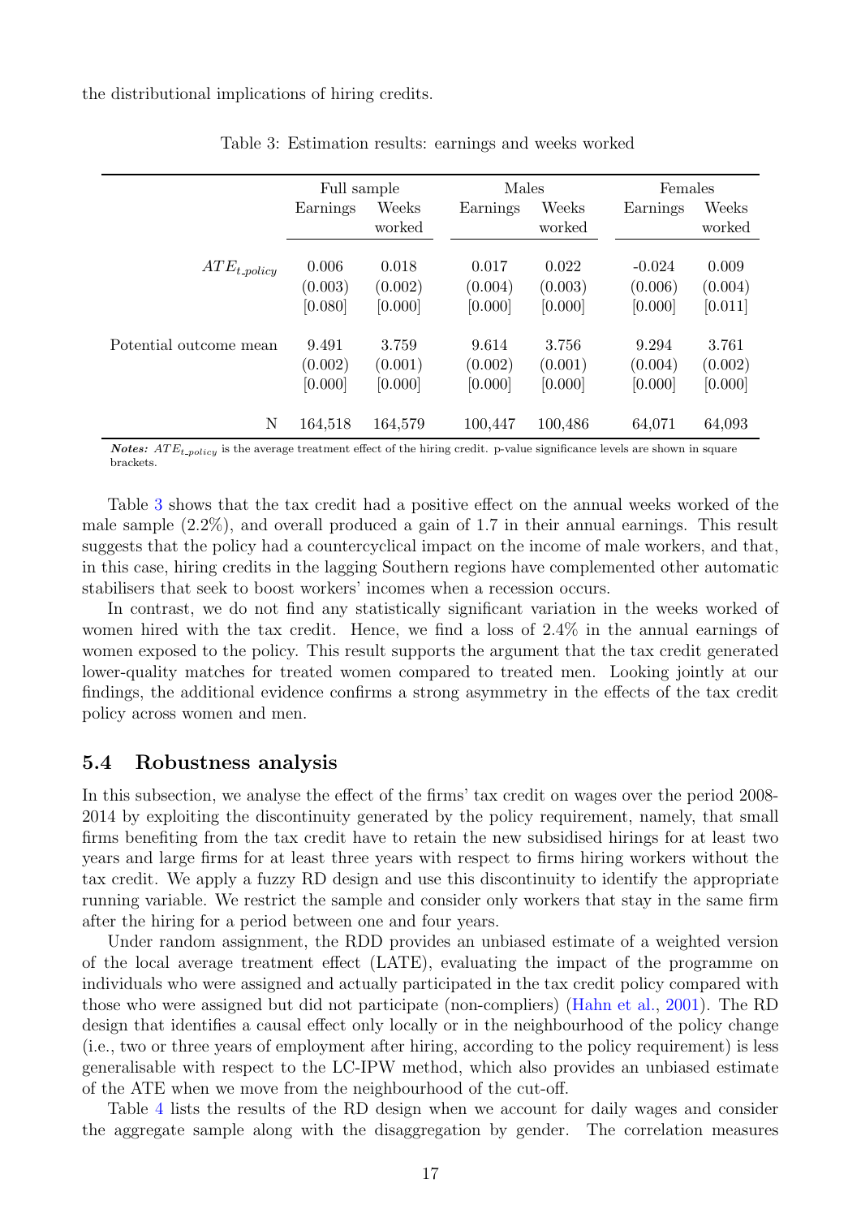the distributional implications of hiring credits.

Table 3: Estimation results: earnings and weeks worked

| | Full sample | | Males | | Females | |
|---|---|---|---|---|---|---|
| | Earnings | Weeks worked | Earnings | Weeks worked | Earnings | Weeks worked |
| $ATE_{t\_policy}$ | 0.006 | 0.018 | 0.017 | 0.022 | -0.024 | 0.009 |
| | (0.003) | (0.002) | (0.004) | (0.003) | (0.006) | (0.004) |
| | [0.080] | [0.000] | [0.000] | [0.000] | [0.000] | [0.011] |
| Potential outcome mean | 9.491 | 3.759 | 9.614 | 3.756 | 9.294 | 3.761 |
| | (0.002) | (0.001) | (0.002) | (0.001) | (0.004) | (0.002) |
| | [0.000] | [0.000] | [0.000] | [0.000] | [0.000] | [0.000] |
| N | 164,518 | 164,579 | 100,447 | 100,486 | 64,071 | 64,093 |

***Notes:*** $ATE_{t\_policy}$ is the average treatment effect of the hiring credit. p-value significance levels are shown in square brackets.

Table 3 shows that the tax credit had a positive effect on the annual weeks worked of the male sample (2.2%), and overall produced a gain of 1.7 in their annual earnings. This result suggests that the policy had a countercyclical impact on the income of male workers, and that, in this case, hiring credits in the lagging Southern regions have complemented other automatic stabilisers that seek to boost workers' incomes when a recession occurs.

In contrast, we do not find any statistically significant variation in the weeks worked of women hired with the tax credit. Hence, we find a loss of 2.4% in the annual earnings of women exposed to the policy. This result supports the argument that the tax credit generated lower-quality matches for treated women compared to treated men. Looking jointly at our findings, the additional evidence confirms a strong asymmetry in the effects of the tax credit policy across women and men.

### 5.4 Robustness analysis

In this subsection, we analyse the effect of the firms' tax credit on wages over the period 2008-2014 by exploiting the discontinuity generated by the policy requirement, namely, that small firms benefiting from the tax credit have to retain the new subsidised hirings for at least two years and large firms for at least three years with respect to firms hiring workers without the tax credit. We apply a fuzzy RD design and use this discontinuity to identify the appropriate running variable. We restrict the sample and consider only workers that stay in the same firm after the hiring for a period between one and four years.

Under random assignment, the RDD provides an unbiased estimate of a weighted version of the local average treatment effect (LATE), evaluating the impact of the programme on individuals who were assigned and actually participated in the tax credit policy compared with those who were assigned but did not participate (non-compliers) (Hahn et al., 2001). The RD design that identifies a causal effect only locally or in the neighbourhood of the policy change (i.e., two or three years of employment after hiring, according to the policy requirement) is less generalisable with respect to the LC-IPW method, which also provides an unbiased estimate of the ATE when we move from the neighbourhood of the cut-off.

Table 4 lists the results of the RD design when we account for daily wages and consider the aggregate sample along with the disaggregation by gender. The correlation measures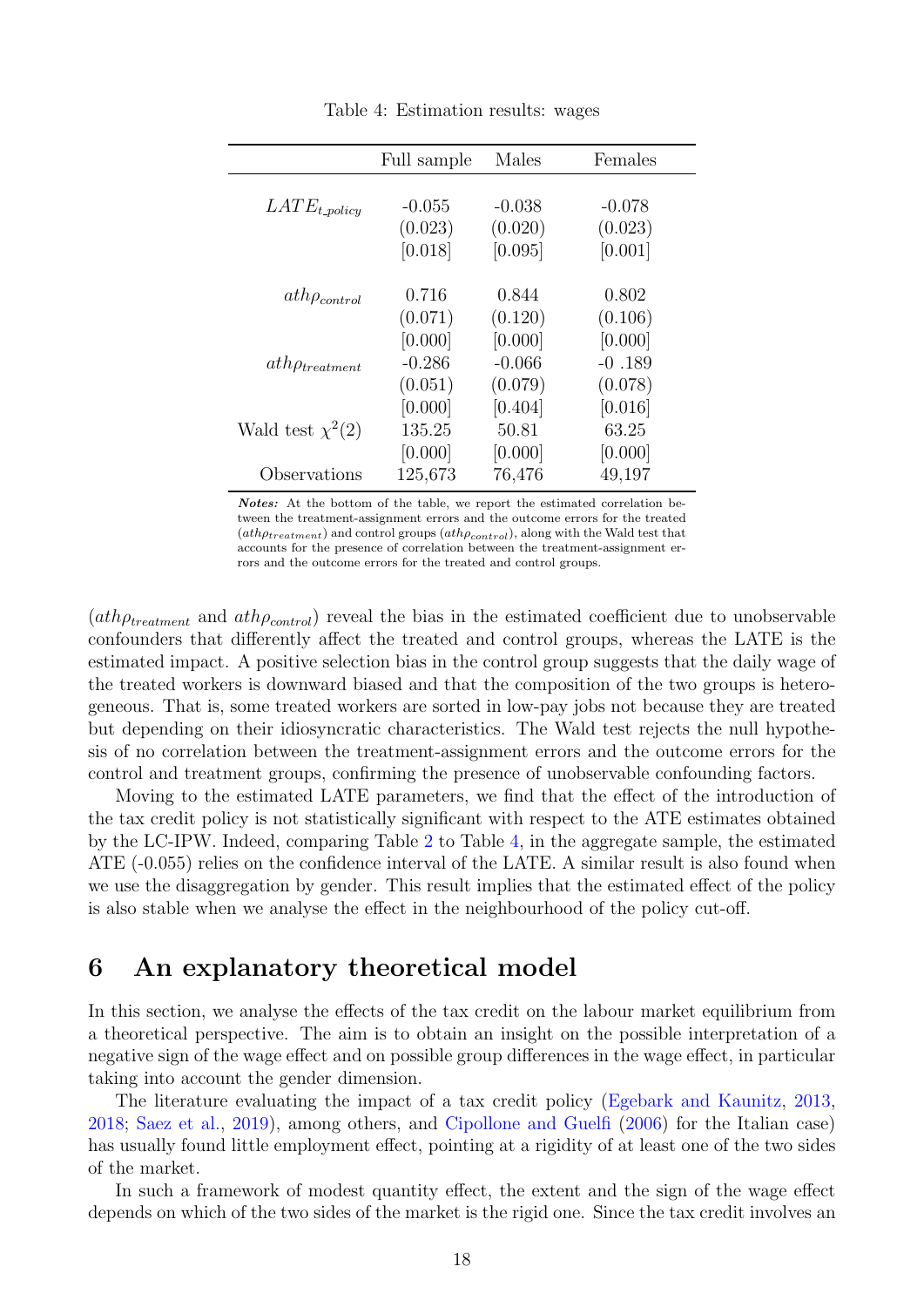Table 4: Estimation results: wages

| | Full sample | Males | Females |
|---|---|---|---|
| $LATE_{t\_policy}$ | -0.055 | -0.038 | -0.078 |
| | (0.023) | (0.020) | (0.023) |
| | [0.018] | [0.095] | [0.001] |
| $ath\rho_{control}$ | 0.716 | 0.844 | 0.802 |
| | (0.071) | (0.120) | (0.106) |
| | [0.000] | [0.000] | [0.000] |
| $ath\rho_{treatment}$ | -0.286 | -0.066 | -0 .189 |
| | (0.051) | (0.079) | (0.078) |
| | [0.000] | [0.404] | [0.016] |
| Wald test $\chi^2(2)$ | 135.25 | 50.81 | 63.25 |
| | [0.000] | [0.000] | [0.000] |
| Observations | 125,673 | 76,476 | 49,197 |

***Notes:*** At the bottom of the table, we report the estimated correlation between the treatment-assignment errors and the outcome errors for the treated ($ath\rho_{treatment}$) and control groups ($ath\rho_{control}$), along with the Wald test that accounts for the presence of correlation between the treatment-assignment errors and the outcome errors for the treated and control groups.

($ath\rho_{treatment}$ and $ath\rho_{control}$) reveal the bias in the estimated coefficient due to unobservable confounders that differently affect the treated and control groups, whereas the LATE is the estimated impact. A positive selection bias in the control group suggests that the daily wage of the treated workers is downward biased and that the composition of the two groups is heterogeneous. That is, some treated workers are sorted in low-pay jobs not because they are treated but depending on their idiosyncratic characteristics. The Wald test rejects the null hypothesis of no correlation between the treatment-assignment errors and the outcome errors for the control and treatment groups, confirming the presence of unobservable confounding factors.

Moving to the estimated LATE parameters, we find that the effect of the introduction of the tax credit policy is not statistically significant with respect to the ATE estimates obtained by the LC-IPW. Indeed, comparing Table 2 to Table 4, in the aggregate sample, the estimated ATE (-0.055) relies on the confidence interval of the LATE. A similar result is also found when we use the disaggregation by gender. This result implies that the estimated effect of the policy is also stable when we analyse the effect in the neighbourhood of the policy cut-off.

## 6 An explanatory theoretical model

In this section, we analyse the effects of the tax credit on the labour market equilibrium from a theoretical perspective. The aim is to obtain an insight on the possible interpretation of a negative sign of the wage effect and on possible group differences in the wage effect, in particular taking into account the gender dimension.

The literature evaluating the impact of a tax credit policy (Egebark and Kaunitz, 2013, 2018; Saez et al., 2019), among others, and Cipollone and Guelfi (2006) for the Italian case) has usually found little employment effect, pointing at a rigidity of at least one of the two sides of the market.

In such a framework of modest quantity effect, the extent and the sign of the wage effect depends on which of the two sides of the market is the rigid one. Since the tax credit involves an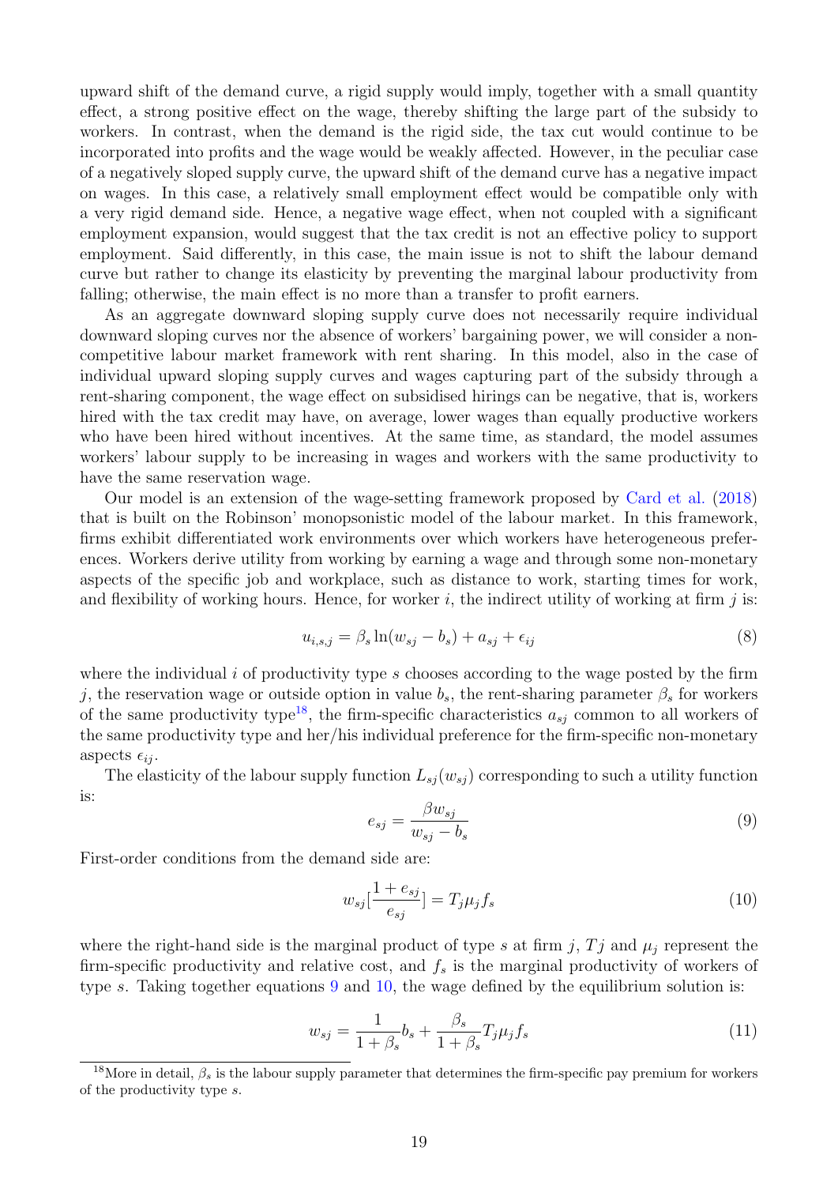upward shift of the demand curve, a rigid supply would imply, together with a small quantity effect, a strong positive effect on the wage, thereby shifting the large part of the subsidy to workers. In contrast, when the demand is the rigid side, the tax cut would continue to be incorporated into profits and the wage would be weakly affected. However, in the peculiar case of a negatively sloped supply curve, the upward shift of the demand curve has a negative impact on wages. In this case, a relatively small employment effect would be compatible only with a very rigid demand side. Hence, a negative wage effect, when not coupled with a significant employment expansion, would suggest that the tax credit is not an effective policy to support employment. Said differently, in this case, the main issue is not to shift the labour demand curve but rather to change its elasticity by preventing the marginal labour productivity from falling; otherwise, the main effect is no more than a transfer to profit earners.

As an aggregate downward sloping supply curve does not necessarily require individual downward sloping curves nor the absence of workers' bargaining power, we will consider a non-competitive labour market framework with rent sharing. In this model, also in the case of individual upward sloping supply curves and wages capturing part of the subsidy through a rent-sharing component, the wage effect on subsidised hirings can be negative, that is, workers hired with the tax credit may have, on average, lower wages than equally productive workers who have been hired without incentives. At the same time, as standard, the model assumes workers' labour supply to be increasing in wages and workers with the same productivity to have the same reservation wage.

Our model is an extension of the wage-setting framework proposed by Card et al. (2018) that is built on the Robinson' monopsonistic model of the labour market. In this framework, firms exhibit differentiated work environments over which workers have heterogeneous preferences. Workers derive utility from working by earning a wage and through some non-monetary aspects of the specific job and workplace, such as distance to work, starting times for work, and flexibility of working hours. Hence, for worker $i$, the indirect utility of working at firm $j$ is:

$$u_{i,s,j} = \beta_s \ln(w_{sj} - b_s) + a_{sj} + \epsilon_{ij} \tag{8}$$

where the individual $i$ of productivity type $s$ chooses according to the wage posted by the firm $j$, the reservation wage or outside option in value $b_s$, the rent-sharing parameter $\beta_s$ for workers of the same productivity type[18], the firm-specific characteristics $a_{sj}$ common to all workers of the same productivity type and her/his individual preference for the firm-specific non-monetary aspects $\epsilon_{ij}$.

The elasticity of the labour supply function $L_{sj}(w_{sj})$ corresponding to such a utility function is:

$$e_{sj} = \frac{\beta w_{sj}}{w_{sj} - b_s} \tag{9}$$

First-order conditions from the demand side are:

$$w_{sj}[\frac{1 + e_{sj}}{e_{sj}}] = T_j \mu_j f_s \tag{10}$$

where the right-hand side is the marginal product of type $s$ at firm $j$, $Tj$ and $\mu_j$ represent the firm-specific productivity and relative cost, and $f_s$ is the marginal productivity of workers of type $s$. Taking together equations 9 and 10, the wage defined by the equilibrium solution is:

$$w_{sj} = \frac{1}{1 + \beta_s} b_s + \frac{\beta_s}{1 + \beta_s} T_j \mu_j f_s \tag{11}$$

[18] More in detail, $\beta_s$ is the labour supply parameter that determines the firm-specific pay premium for workers of the productivity type $s$.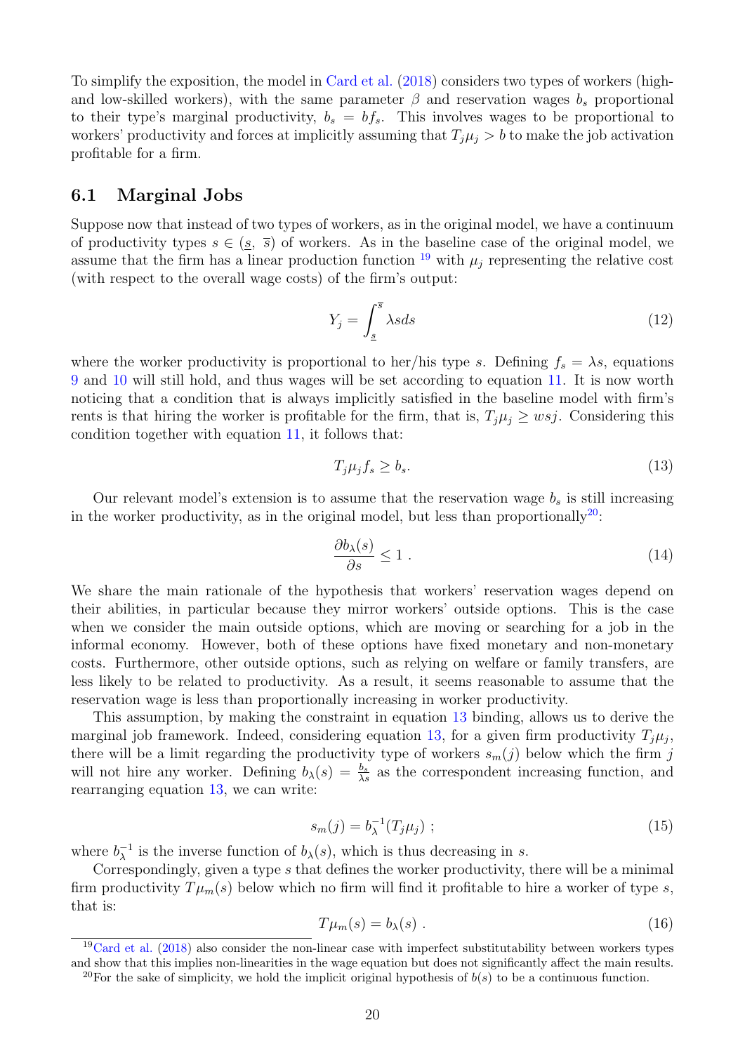To simplify the exposition, the model in Card et al. (2018) considers two types of workers (high- and low-skilled workers), with the same parameter $\beta$ and reservation wages $b_s$ proportional to their type's marginal productivity, $b_s = bf_s$. This involves wages to be proportional to workers' productivity and forces at implicitly assuming that $T_j\mu_j > b$ to make the job activation profitable for a firm.

## 6.1 Marginal Jobs

Suppose now that instead of two types of workers, as in the original model, we have a continuum of productivity types $s \in (\underline{s},\ \overline{s})$ of workers. As in the baseline case of the original model, we assume that the firm has a linear production function [19] with $\mu_j$ representing the relative cost (with respect to the overall wage costs) of the firm's output:

$$Y_j = \int_{\underline{s}}^{\overline{s}} \lambda s ds \tag{12}$$

where the worker productivity is proportional to her/his type $s$. Defining $f_s = \lambda s$, equations 9 and 10 will still hold, and thus wages will be set according to equation 11. It is now worth noticing that a condition that is always implicitly satisfied in the baseline model with firm's rents is that hiring the worker is profitable for the firm, that is, $T_j\mu_j \geq wsj$. Considering this condition together with equation 11, it follows that:

$$T_j\mu_j f_s \geq b_s. \tag{13}$$

Our relevant model's extension is to assume that the reservation wage $b_s$ is still increasing in the worker productivity, as in the original model, but less than proportionally[20]:

$$\frac{\partial b_\lambda(s)}{\partial s} \leq 1\ . \tag{14}$$

We share the main rationale of the hypothesis that workers' reservation wages depend on their abilities, in particular because they mirror workers' outside options. This is the case when we consider the main outside options, which are moving or searching for a job in the informal economy. However, both of these options have fixed monetary and non-monetary costs. Furthermore, other outside options, such as relying on welfare or family transfers, are less likely to be related to productivity. As a result, it seems reasonable to assume that the reservation wage is less than proportionally increasing in worker productivity.

This assumption, by making the constraint in equation 13 binding, allows us to derive the marginal job framework. Indeed, considering equation 13, for a given firm productivity $T_j\mu_j$, there will be a limit regarding the productivity type of workers $s_m(j)$ below which the firm $j$ will not hire any worker. Defining $b_\lambda(s) = \frac{b_s}{\lambda s}$ as the correspondent increasing function, and rearranging equation 13, we can write:

$$s_m(j) = b_\lambda^{-1}(T_j\mu_j)\ ; \tag{15}$$

where $b_\lambda^{-1}$ is the inverse function of $b_\lambda(s)$, which is thus decreasing in $s$.

Correspondingly, given a type $s$ that defines the worker productivity, there will be a minimal firm productivity $T\mu_m(s)$ below which no firm will find it profitable to hire a worker of type $s$, that is:

$$T\mu_m(s) = b_\lambda(s)\ . \tag{16}$$

[19] Card et al. (2018) also consider the non-linear case with imperfect substitutability between workers types and show that this implies non-linearities in the wage equation but does not significantly affect the main results.

[20] For the sake of simplicity, we hold the implicit original hypothesis of $b(s)$ to be a continuous function.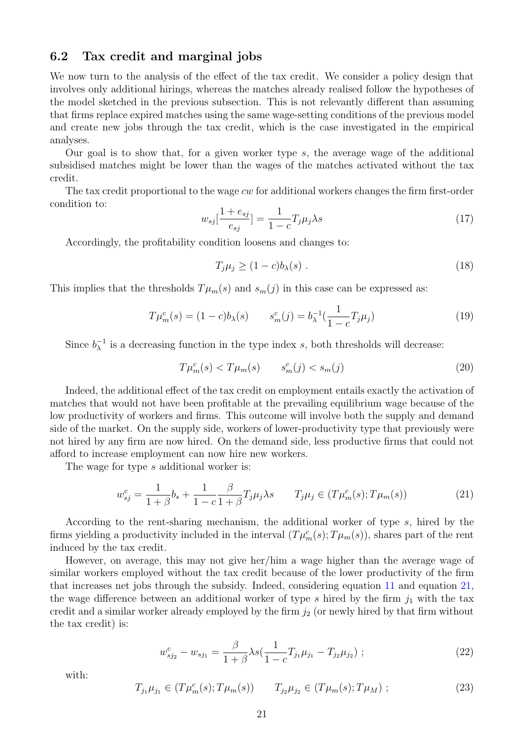## 6.2 Tax credit and marginal jobs

We now turn to the analysis of the effect of the tax credit. We consider a policy design that involves only additional hirings, whereas the matches already realised follow the hypotheses of the model sketched in the previous subsection. This is not relevantly different than assuming that firms replace expired matches using the same wage-setting conditions of the previous model and create new jobs through the tax credit, which is the case investigated in the empirical analyses.

Our goal is to show that, for a given worker type $s$, the average wage of the additional subsidised matches might be lower than the wages of the matches activated without the tax credit.

The tax credit proportional to the wage $cw$ for additional workers changes the firm first-order condition to:

$$w_{sj}[\frac{1+e_{sj}}{e_{sj}}] = \frac{1}{1-c}T_j\mu_j\lambda s \tag{17}$$

Accordingly, the profitability condition loosens and changes to:

$$T_j\mu_j \geq (1-c)b_\lambda(s)\ . \tag{18}$$

This implies that the thresholds $T\mu_m(s)$ and $s_m(j)$ in this case can be expressed as:

$$T\mu^c_m(s) = (1-c)b_\lambda(s) \qquad s^c_m(j) = b^{-1}_\lambda(\frac{1}{1-c}T_j\mu_j) \tag{19}$$

Since $b^{-1}_\lambda$ is a decreasing function in the type index $s$, both thresholds will decrease:

$$T\mu^c_m(s) < T\mu_m(s) \qquad s^c_m(j) < s_m(j) \tag{20}$$

Indeed, the additional effect of the tax credit on employment entails exactly the activation of matches that would not have been profitable at the prevailing equilibrium wage because of the low productivity of workers and firms. This outcome will involve both the supply and demand side of the market. On the supply side, workers of lower-productivity type that previously were not hired by any firm are now hired. On the demand side, less productive firms that could not afford to increase employment can now hire new workers.

The wage for type $s$ additional worker is:

$$w^c_{sj} = \frac{1}{1+\beta}b_s + \frac{1}{1-c}\frac{\beta}{1+\beta}T_j\mu_j\lambda s \qquad T_j\mu_j \in (T\mu^c_m(s); T\mu_m(s)) \tag{21}$$

According to the rent-sharing mechanism, the additional worker of type $s$, hired by the firms yielding a productivity included in the interval $(T\mu^c_m(s); T\mu_m(s))$, shares part of the rent induced by the tax credit.

However, on average, this may not give her/him a wage higher than the average wage of similar workers employed without the tax credit because of the lower productivity of the firm that increases net jobs through the subsidy. Indeed, considering equation 11 and equation 21, the wage difference between an additional worker of type $s$ hired by the firm $j_1$ with the tax credit and a similar worker already employed by the firm $j_2$ (or newly hired by that firm without the tax credit) is:

$$w^c_{sj_2} - w_{sj_1} = \frac{\beta}{1+\beta}\lambda s(\frac{1}{1-c}T_{j_1}\mu_{j_1} - T_{j_2}\mu_{j_2})\ ; \tag{22}$$

with:

$$T_{j_1}\mu_{j_1} \in (T\mu^c_m(s); T\mu_m(s)) \qquad T_{j_2}\mu_{j_2} \in (T\mu_m(s); T\mu_M)\ ; \tag{23}$$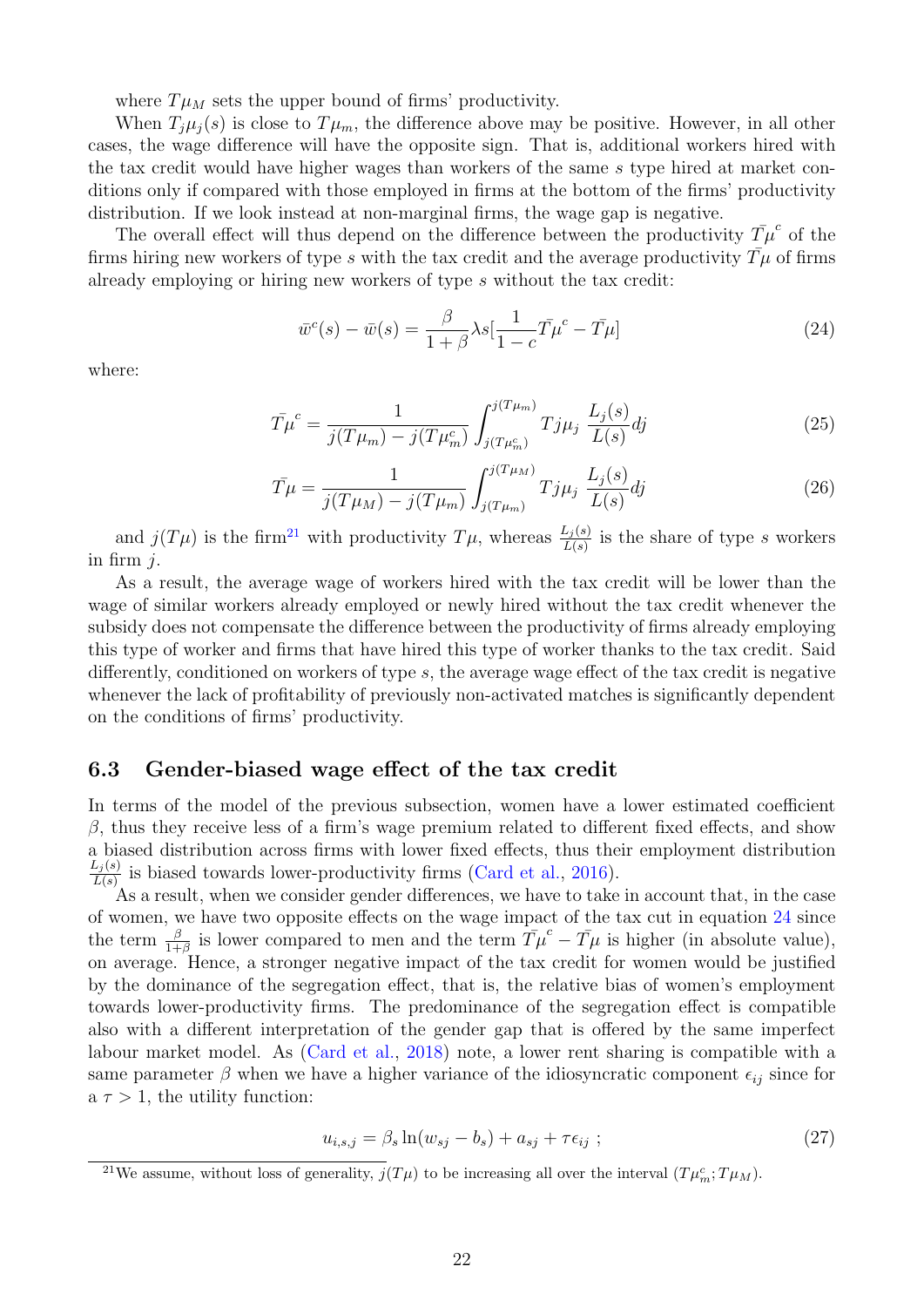where $T\mu_M$ sets the upper bound of firms' productivity.

When $T_j\mu_j(s)$ is close to $T\mu_m$, the difference above may be positive. However, in all other cases, the wage difference will have the opposite sign. That is, additional workers hired with the tax credit would have higher wages than workers of the same $s$ type hired at market conditions only if compared with those employed in firms at the bottom of the firms' productivity distribution. If we look instead at non-marginal firms, the wage gap is negative.

The overall effect will thus depend on the difference between the productivity $\bar{T\mu}^c$ of the firms hiring new workers of type $s$ with the tax credit and the average productivity $\bar{T\mu}$ of firms already employing or hiring new workers of type $s$ without the tax credit:

$$\bar{w}^c(s) - \bar{w}(s) = \frac{\beta}{1+\beta}\lambda s[\frac{1}{1-c}\bar{T\mu}^c - \bar{T\mu}] \tag{24}$$

where:

$$\bar{T\mu}^c = \frac{1}{j(T\mu_m) - j(T\mu_m^c)} \int_{j(T\mu_m^c)}^{j(T\mu_m)} Tj\mu_j \ \frac{L_j(s)}{L(s)} dj \tag{25}$$

$$\bar{T\mu} = \frac{1}{j(T\mu_M) - j(T\mu_m)} \int_{j(T\mu_m)}^{j(T\mu_M)} Tj\mu_j \ \frac{L_j(s)}{L(s)} dj \tag{26}$$

and $j(T\mu)$ is the firm[21] with productivity $T\mu$, whereas $\frac{L_j(s)}{L(s)}$ is the share of type $s$ workers in firm $j$.

As a result, the average wage of workers hired with the tax credit will be lower than the wage of similar workers already employed or newly hired without the tax credit whenever the subsidy does not compensate the difference between the productivity of firms already employing this type of worker and firms that have hired this type of worker thanks to the tax credit. Said differently, conditioned on workers of type $s$, the average wage effect of the tax credit is negative whenever the lack of profitability of previously non-activated matches is significantly dependent on the conditions of firms' productivity.

## 6.3 Gender-biased wage effect of the tax credit

In terms of the model of the previous subsection, women have a lower estimated coefficient $\beta$, thus they receive less of a firm's wage premium related to different fixed effects, and show a biased distribution across firms with lower fixed effects, thus their employment distribution $\frac{L_j(s)}{L(s)}$ is biased towards lower-productivity firms (Card et al., 2016).

As a result, when we consider gender differences, we have to take in account that, in the case of women, we have two opposite effects on the wage impact of the tax cut in equation 24 since the term $\frac{\beta}{1+\beta}$ is lower compared to men and the term $\bar{T\mu}^c - \bar{T\mu}$ is higher (in absolute value), on average. Hence, a stronger negative impact of the tax credit for women would be justified by the dominance of the segregation effect, that is, the relative bias of women's employment towards lower-productivity firms. The predominance of the segregation effect is compatible also with a different interpretation of the gender gap that is offered by the same imperfect labour market model. As (Card et al., 2018) note, a lower rent sharing is compatible with a same parameter $\beta$ when we have a higher variance of the idiosyncratic component $\epsilon_{ij}$ since for a $\tau > 1$, the utility function:

$$u_{i,s,j} = \beta_s \ln(w_{sj} - b_s) + a_{sj} + \tau\epsilon_{ij} \ ; \tag{27}$$

[21] We assume, without loss of generality, $j(T\mu)$ to be increasing all over the interval $(T\mu_m^c; T\mu_M)$.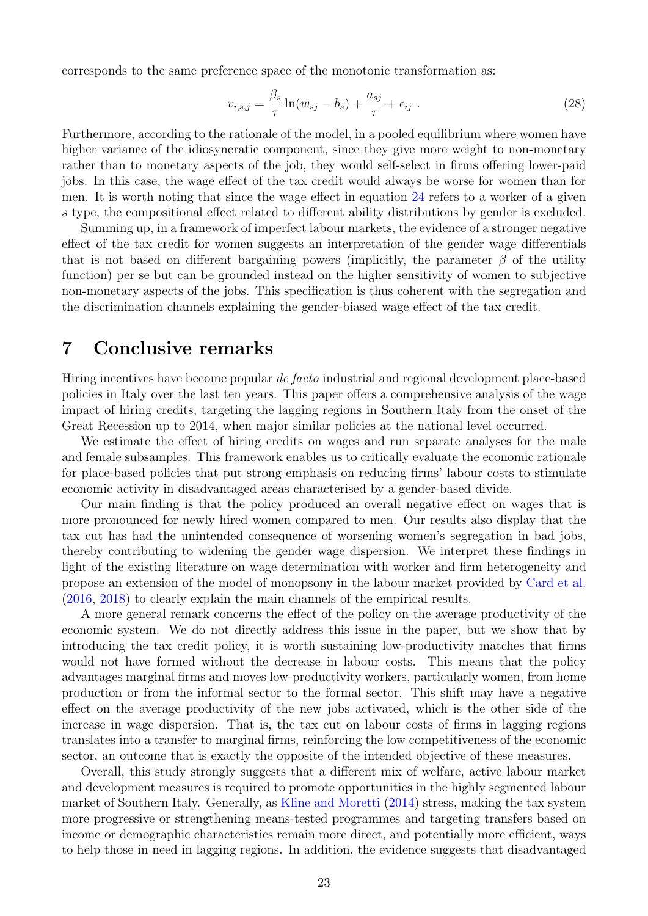corresponds to the same preference space of the monotonic transformation as:

$$v_{i,s,j} = \frac{\beta_s}{\tau} \ln(w_{sj} - b_s) + \frac{a_{sj}}{\tau} + \epsilon_{ij} \ . \tag{28}$$

Furthermore, according to the rationale of the model, in a pooled equilibrium where women have higher variance of the idiosyncratic component, since they give more weight to non-monetary rather than to monetary aspects of the job, they would self-select in firms offering lower-paid jobs. In this case, the wage effect of the tax credit would always be worse for women than for men. It is worth noting that since the wage effect in equation 24 refers to a worker of a given $s$ type, the compositional effect related to different ability distributions by gender is excluded.

Summing up, in a framework of imperfect labour markets, the evidence of a stronger negative effect of the tax credit for women suggests an interpretation of the gender wage differentials that is not based on different bargaining powers (implicitly, the parameter $\beta$ of the utility function) per se but can be grounded instead on the higher sensitivity of women to subjective non-monetary aspects of the jobs. This specification is thus coherent with the segregation and the discrimination channels explaining the gender-biased wage effect of the tax credit.

# 7 Conclusive remarks

Hiring incentives have become popular *de facto* industrial and regional development place-based policies in Italy over the last ten years. This paper offers a comprehensive analysis of the wage impact of hiring credits, targeting the lagging regions in Southern Italy from the onset of the Great Recession up to 2014, when major similar policies at the national level occurred.

We estimate the effect of hiring credits on wages and run separate analyses for the male and female subsamples. This framework enables us to critically evaluate the economic rationale for place-based policies that put strong emphasis on reducing firms' labour costs to stimulate economic activity in disadvantaged areas characterised by a gender-based divide.

Our main finding is that the policy produced an overall negative effect on wages that is more pronounced for newly hired women compared to men. Our results also display that the tax cut has had the unintended consequence of worsening women's segregation in bad jobs, thereby contributing to widening the gender wage dispersion. We interpret these findings in light of the existing literature on wage determination with worker and firm heterogeneity and propose an extension of the model of monopsony in the labour market provided by Card et al. (2016, 2018) to clearly explain the main channels of the empirical results.

A more general remark concerns the effect of the policy on the average productivity of the economic system. We do not directly address this issue in the paper, but we show that by introducing the tax credit policy, it is worth sustaining low-productivity matches that firms would not have formed without the decrease in labour costs. This means that the policy advantages marginal firms and moves low-productivity workers, particularly women, from home production or from the informal sector to the formal sector. This shift may have a negative effect on the average productivity of the new jobs activated, which is the other side of the increase in wage dispersion. That is, the tax cut on labour costs of firms in lagging regions translates into a transfer to marginal firms, reinforcing the low competitiveness of the economic sector, an outcome that is exactly the opposite of the intended objective of these measures.

Overall, this study strongly suggests that a different mix of welfare, active labour market and development measures is required to promote opportunities in the highly segmented labour market of Southern Italy. Generally, as Kline and Moretti (2014) stress, making the tax system more progressive or strengthening means-tested programmes and targeting transfers based on income or demographic characteristics remain more direct, and potentially more efficient, ways to help those in need in lagging regions. In addition, the evidence suggests that disadvantaged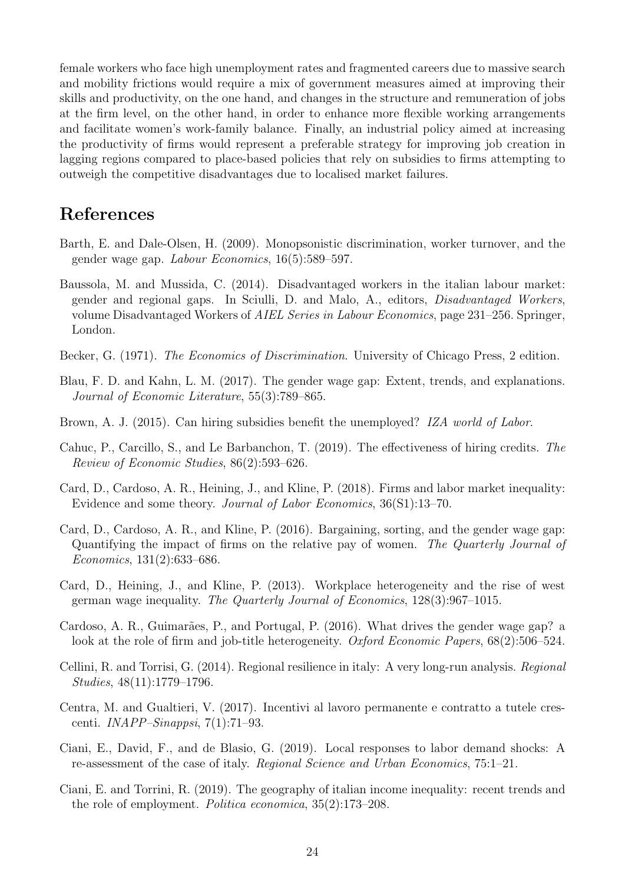female workers who face high unemployment rates and fragmented careers due to massive search and mobility frictions would require a mix of government measures aimed at improving their skills and productivity, on the one hand, and changes in the structure and remuneration of jobs at the firm level, on the other hand, in order to enhance more flexible working arrangements and facilitate women's work-family balance. Finally, an industrial policy aimed at increasing the productivity of firms would represent a preferable strategy for improving job creation in lagging regions compared to place-based policies that rely on subsidies to firms attempting to outweigh the competitive disadvantages due to localised market failures.

# References

Barth, E. and Dale-Olsen, H. (2009). Monopsonistic discrimination, worker turnover, and the gender wage gap. *Labour Economics*, 16(5):589–597.

Baussola, M. and Mussida, C. (2014). Disadvantaged workers in the italian labour market: gender and regional gaps. In Sciulli, D. and Malo, A., editors, *Disadvantaged Workers*, volume Disadvantaged Workers of *AIEL Series in Labour Economics*, page 231–256. Springer, London.

Becker, G. (1971). *The Economics of Discrimination*. University of Chicago Press, 2 edition.

Blau, F. D. and Kahn, L. M. (2017). The gender wage gap: Extent, trends, and explanations. *Journal of Economic Literature*, 55(3):789–865.

Brown, A. J. (2015). Can hiring subsidies benefit the unemployed? *IZA world of Labor*.

Cahuc, P., Carcillo, S., and Le Barbanchon, T. (2019). The effectiveness of hiring credits. *The Review of Economic Studies*, 86(2):593–626.

Card, D., Cardoso, A. R., Heining, J., and Kline, P. (2018). Firms and labor market inequality: Evidence and some theory. *Journal of Labor Economics*, 36(S1):13–70.

Card, D., Cardoso, A. R., and Kline, P. (2016). Bargaining, sorting, and the gender wage gap: Quantifying the impact of firms on the relative pay of women. *The Quarterly Journal of Economics*, 131(2):633–686.

Card, D., Heining, J., and Kline, P. (2013). Workplace heterogeneity and the rise of west german wage inequality. *The Quarterly Journal of Economics*, 128(3):967–1015.

Cardoso, A. R., Guimarães, P., and Portugal, P. (2016). What drives the gender wage gap? a look at the role of firm and job-title heterogeneity. *Oxford Economic Papers*, 68(2):506–524.

Cellini, R. and Torrisi, G. (2014). Regional resilience in italy: A very long-run analysis. *Regional Studies*, 48(11):1779–1796.

Centra, M. and Gualtieri, V. (2017). Incentivi al lavoro permanente e contratto a tutele crescenti. *INAPP–Sinappsi*, 7(1):71–93.

Ciani, E., David, F., and de Blasio, G. (2019). Local responses to labor demand shocks: A re-assessment of the case of italy. *Regional Science and Urban Economics*, 75:1–21.

Ciani, E. and Torrini, R. (2019). The geography of italian income inequality: recent trends and the role of employment. *Politica economica*, 35(2):173–208.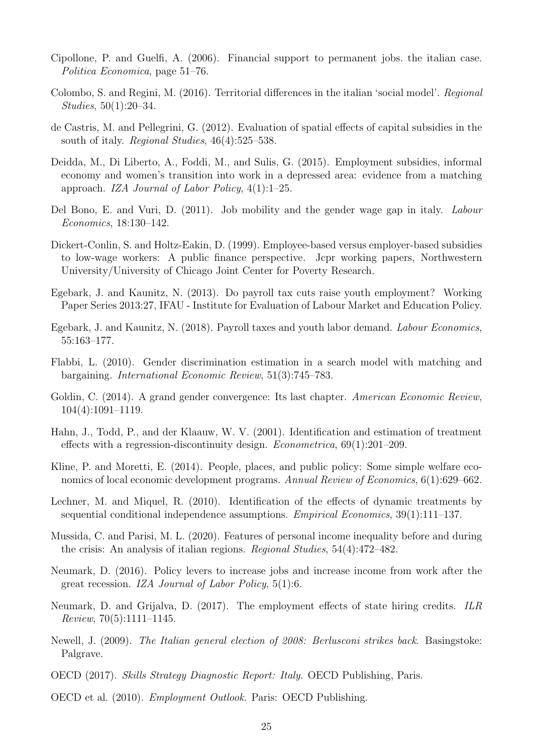Cipollone, P. and Guelfi, A. (2006). Financial support to permanent jobs. the italian case. *Politica Economica*, page 51–76.

Colombo, S. and Regini, M. (2016). Territorial differences in the italian 'social model'. *Regional Studies*, 50(1):20–34.

de Castris, M. and Pellegrini, G. (2012). Evaluation of spatial effects of capital subsidies in the south of italy. *Regional Studies*, 46(4):525–538.

Deidda, M., Di Liberto, A., Foddi, M., and Sulis, G. (2015). Employment subsidies, informal economy and women's transition into work in a depressed area: evidence from a matching approach. *IZA Journal of Labor Policy*, 4(1):1–25.

Del Bono, E. and Vuri, D. (2011). Job mobility and the gender wage gap in italy. *Labour Economics*, 18:130–142.

Dickert-Conlin, S. and Holtz-Eakin, D. (1999). Employee-based versus employer-based subsidies to low-wage workers: A public finance perspective. Jcpr working papers, Northwestern University/University of Chicago Joint Center for Poverty Research.

Egebark, J. and Kaunitz, N. (2013). Do payroll tax cuts raise youth employment? Working Paper Series 2013:27, IFAU - Institute for Evaluation of Labour Market and Education Policy.

Egebark, J. and Kaunitz, N. (2018). Payroll taxes and youth labor demand. *Labour Economics*, 55:163–177.

Flabbi, L. (2010). Gender discrimination estimation in a search model with matching and bargaining. *International Economic Review*, 51(3):745–783.

Goldin, C. (2014). A grand gender convergence: Its last chapter. *American Economic Review*, 104(4):1091–1119.

Hahn, J., Todd, P., and der Klaauw, W. V. (2001). Identification and estimation of treatment effects with a regression-discontinuity design. *Econometrica*, 69(1):201–209.

Kline, P. and Moretti, E. (2014). People, places, and public policy: Some simple welfare economics of local economic development programs. *Annual Review of Economics*, 6(1):629–662.

Lechner, M. and Miquel, R. (2010). Identification of the effects of dynamic treatments by sequential conditional independence assumptions. *Empirical Economics*, 39(1):111–137.

Mussida, C. and Parisi, M. L. (2020). Features of personal income inequality before and during the crisis: An analysis of italian regions. *Regional Studies*, 54(4):472–482.

Neumark, D. (2016). Policy levers to increase jobs and increase income from work after the great recession. *IZA Journal of Labor Policy*, 5(1):6.

Neumark, D. and Grijalva, D. (2017). The employment effects of state hiring credits. *ILR Review*, 70(5):1111–1145.

Newell, J. (2009). *The Italian general election of 2008: Berlusconi strikes back*. Basingstoke: Palgrave.

OECD (2017). *Skills Strategy Diagnostic Report: Italy.* OECD Publishing, Paris.

OECD et al. (2010). *Employment Outlook*. Paris: OECD Publishing.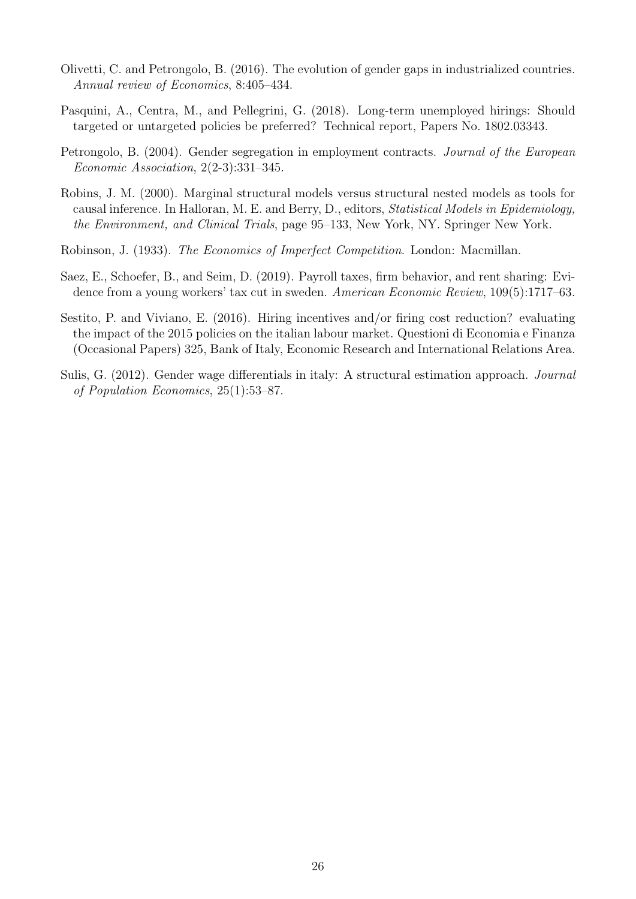Olivetti, C. and Petrongolo, B. (2016). The evolution of gender gaps in industrialized countries. *Annual review of Economics*, 8:405–434.

Pasquini, A., Centra, M., and Pellegrini, G. (2018). Long-term unemployed hirings: Should targeted or untargeted policies be preferred? Technical report, Papers No. 1802.03343.

Petrongolo, B. (2004). Gender segregation in employment contracts. *Journal of the European Economic Association*, 2(2-3):331–345.

Robins, J. M. (2000). Marginal structural models versus structural nested models as tools for causal inference. In Halloran, M. E. and Berry, D., editors, *Statistical Models in Epidemiology, the Environment, and Clinical Trials*, page 95–133, New York, NY. Springer New York.

Robinson, J. (1933). *The Economics of Imperfect Competition*. London: Macmillan.

Saez, E., Schoefer, B., and Seim, D. (2019). Payroll taxes, firm behavior, and rent sharing: Evidence from a young workers' tax cut in sweden. *American Economic Review*, 109(5):1717–63.

Sestito, P. and Viviano, E. (2016). Hiring incentives and/or firing cost reduction? evaluating the impact of the 2015 policies on the italian labour market. Questioni di Economia e Finanza (Occasional Papers) 325, Bank of Italy, Economic Research and International Relations Area.

Sulis, G. (2012). Gender wage differentials in italy: A structural estimation approach. *Journal of Population Economics*, 25(1):53–87.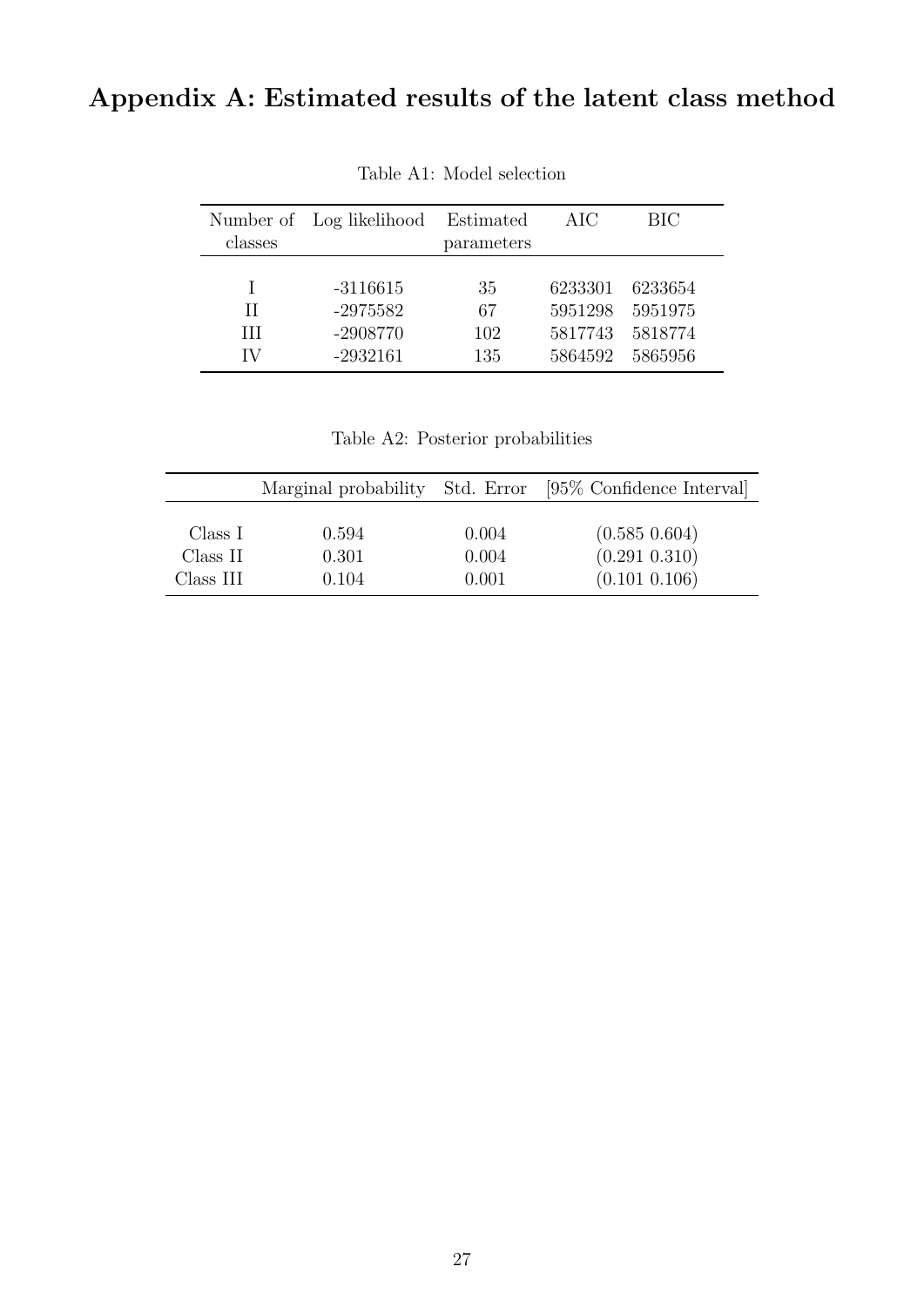# Appendix A: Estimated results of the latent class method

Table A1: Model selection

| Number of classes | Log likelihood | Estimated parameters | AIC | BIC |
|---|---|---|---|---|
| I | -3116615 | 35 | 6233301 | 6233654 |
| II | -2975582 | 67 | 5951298 | 5951975 |
| III | -2908770 | 102 | 5817743 | 5818774 |
| IV | -2932161 | 135 | 5864592 | 5865956 |

Table A2: Posterior probabilities

| | Marginal probability | Std. Error | [95% Confidence Interval] |
|---|---|---|---|
| Class I | 0.594 | 0.004 | (0.585 0.604) |
| Class II | 0.301 | 0.004 | (0.291 0.310) |
| Class III | 0.104 | 0.001 | (0.101 0.106) |